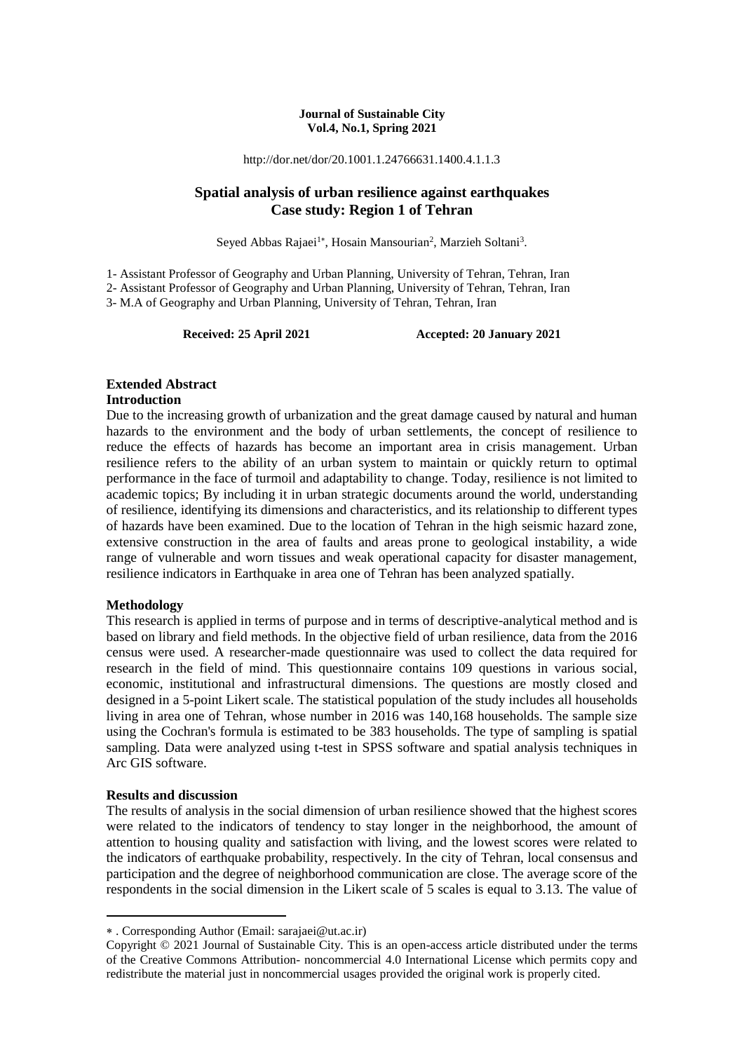**Journal of Sustainable City**
**Vol.4, No.1, Spring 2021**

http://dor.net/dor/20.1001.1.24766631.1400.4.1.1.3

# Spatial analysis of urban resilience against earthquakes Case study: Region 1 of Tehran

Seyed Abbas Rajaei[1*], Hosain Mansourian[2], Marzieh Soltani[3].

1- Assistant Professor of Geography and Urban Planning, University of Tehran, Tehran, Iran
2- Assistant Professor of Geography and Urban Planning, University of Tehran, Tehran, Iran
3- M.A of Geography and Urban Planning, University of Tehran, Tehran, Iran

**Received: 25 April 2021** **Accepted: 20 January 2021**

## Extended Abstract

### Introduction

Due to the increasing growth of urbanization and the great damage caused by natural and human hazards to the environment and the body of urban settlements, the concept of resilience to reduce the effects of hazards has become an important area in crisis management. Urban resilience refers to the ability of an urban system to maintain or quickly return to optimal performance in the face of turmoil and adaptability to change. Today, resilience is not limited to academic topics; By including it in urban strategic documents around the world, understanding of resilience, identifying its dimensions and characteristics, and its relationship to different types of hazards have been examined. Due to the location of Tehran in the high seismic hazard zone, extensive construction in the area of faults and areas prone to geological instability, a wide range of vulnerable and worn tissues and weak operational capacity for disaster management, resilience indicators in Earthquake in area one of Tehran has been analyzed spatially.

### Methodology

This research is applied in terms of purpose and in terms of descriptive-analytical method and is based on library and field methods. In the objective field of urban resilience, data from the 2016 census were used. A researcher-made questionnaire was used to collect the data required for research in the field of mind. This questionnaire contains 109 questions in various social, economic, institutional and infrastructural dimensions. The questions are mostly closed and designed in a 5-point Likert scale. The statistical population of the study includes all households living in area one of Tehran, whose number in 2016 was 140,168 households. The sample size using the Cochran's formula is estimated to be 383 households. The type of sampling is spatial sampling. Data were analyzed using t-test in SPSS software and spatial analysis techniques in Arc GIS software.

### Results and discussion

The results of analysis in the social dimension of urban resilience showed that the highest scores were related to the indicators of tendency to stay longer in the neighborhood, the amount of attention to housing quality and satisfaction with living, and the lowest scores were related to the indicators of earthquake probability, respectively. In the city of Tehran, local consensus and participation and the degree of neighborhood communication are close. The average score of the respondents in the social dimension in the Likert scale of 5 scales is equal to 3.13. The value of

---

* . Corresponding Author (Email: sarajaei@ut.ac.ir)

Copyright © 2021 Journal of Sustainable City. This is an open-access article distributed under the terms of the Creative Commons Attribution- noncommercial 4.0 International License which permits copy and redistribute the material just in noncommercial usages provided the original work is properly cited.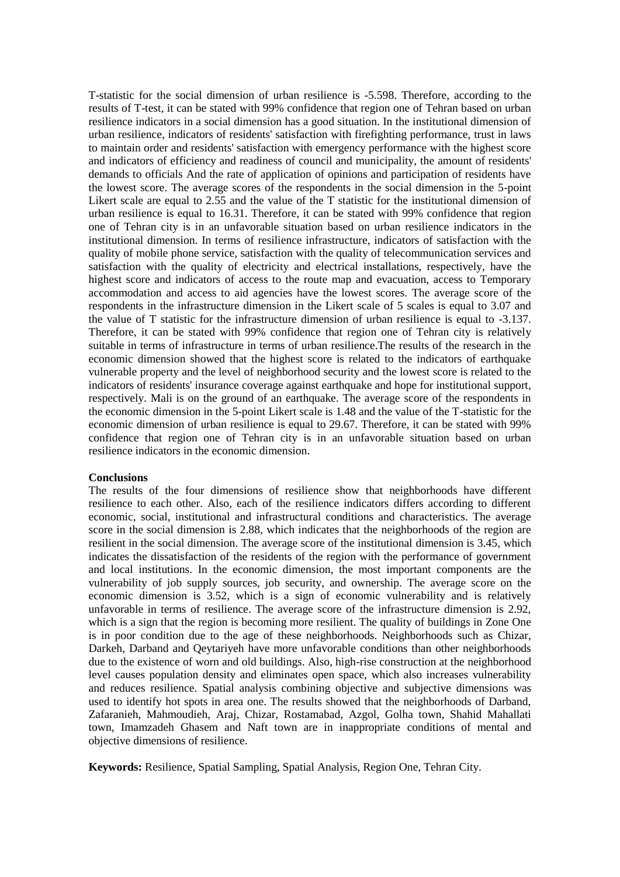T-statistic for the social dimension of urban resilience is -5.598. Therefore, according to the results of T-test, it can be stated with 99% confidence that region one of Tehran based on urban resilience indicators in a social dimension has a good situation. In the institutional dimension of urban resilience, indicators of residents' satisfaction with firefighting performance, trust in laws to maintain order and residents' satisfaction with emergency performance with the highest score and indicators of efficiency and readiness of council and municipality, the amount of residents' demands to officials And the rate of application of opinions and participation of residents have the lowest score. The average scores of the respondents in the social dimension in the 5-point Likert scale are equal to 2.55 and the value of the T statistic for the institutional dimension of urban resilience is equal to 16.31. Therefore, it can be stated with 99% confidence that region one of Tehran city is in an unfavorable situation based on urban resilience indicators in the institutional dimension. In terms of resilience infrastructure, indicators of satisfaction with the quality of mobile phone service, satisfaction with the quality of telecommunication services and satisfaction with the quality of electricity and electrical installations, respectively, have the highest score and indicators of access to the route map and evacuation, access to Temporary accommodation and access to aid agencies have the lowest scores. The average score of the respondents in the infrastructure dimension in the Likert scale of 5 scales is equal to 3.07 and the value of T statistic for the infrastructure dimension of urban resilience is equal to -3.137. Therefore, it can be stated with 99% confidence that region one of Tehran city is relatively suitable in terms of infrastructure in terms of urban resilience.The results of the research in the economic dimension showed that the highest score is related to the indicators of earthquake vulnerable property and the level of neighborhood security and the lowest score is related to the indicators of residents' insurance coverage against earthquake and hope for institutional support, respectively. Mali is on the ground of an earthquake. The average score of the respondents in the economic dimension in the 5-point Likert scale is 1.48 and the value of the T-statistic for the economic dimension of urban resilience is equal to 29.67. Therefore, it can be stated with 99% confidence that region one of Tehran city is in an unfavorable situation based on urban resilience indicators in the economic dimension.

**Conclusions**

The results of the four dimensions of resilience show that neighborhoods have different resilience to each other. Also, each of the resilience indicators differs according to different economic, social, institutional and infrastructural conditions and characteristics. The average score in the social dimension is 2.88, which indicates that the neighborhoods of the region are resilient in the social dimension. The average score of the institutional dimension is 3.45, which indicates the dissatisfaction of the residents of the region with the performance of government and local institutions. In the economic dimension, the most important components are the vulnerability of job supply sources, job security, and ownership. The average score on the economic dimension is 3.52, which is a sign of economic vulnerability and is relatively unfavorable in terms of resilience. The average score of the infrastructure dimension is 2.92, which is a sign that the region is becoming more resilient. The quality of buildings in Zone One is in poor condition due to the age of these neighborhoods. Neighborhoods such as Chizar, Darkeh, Darband and Qeytariyeh have more unfavorable conditions than other neighborhoods due to the existence of worn and old buildings. Also, high-rise construction at the neighborhood level causes population density and eliminates open space, which also increases vulnerability and reduces resilience. Spatial analysis combining objective and subjective dimensions was used to identify hot spots in area one. The results showed that the neighborhoods of Darband, Zafaranieh, Mahmoudieh, Araj, Chizar, Rostamabad, Azgol, Golha town, Shahid Mahallati town, Imamzadeh Ghasem and Naft town are in inappropriate conditions of mental and objective dimensions of resilience.

**Keywords:** Resilience, Spatial Sampling, Spatial Analysis, Region One, Tehran City.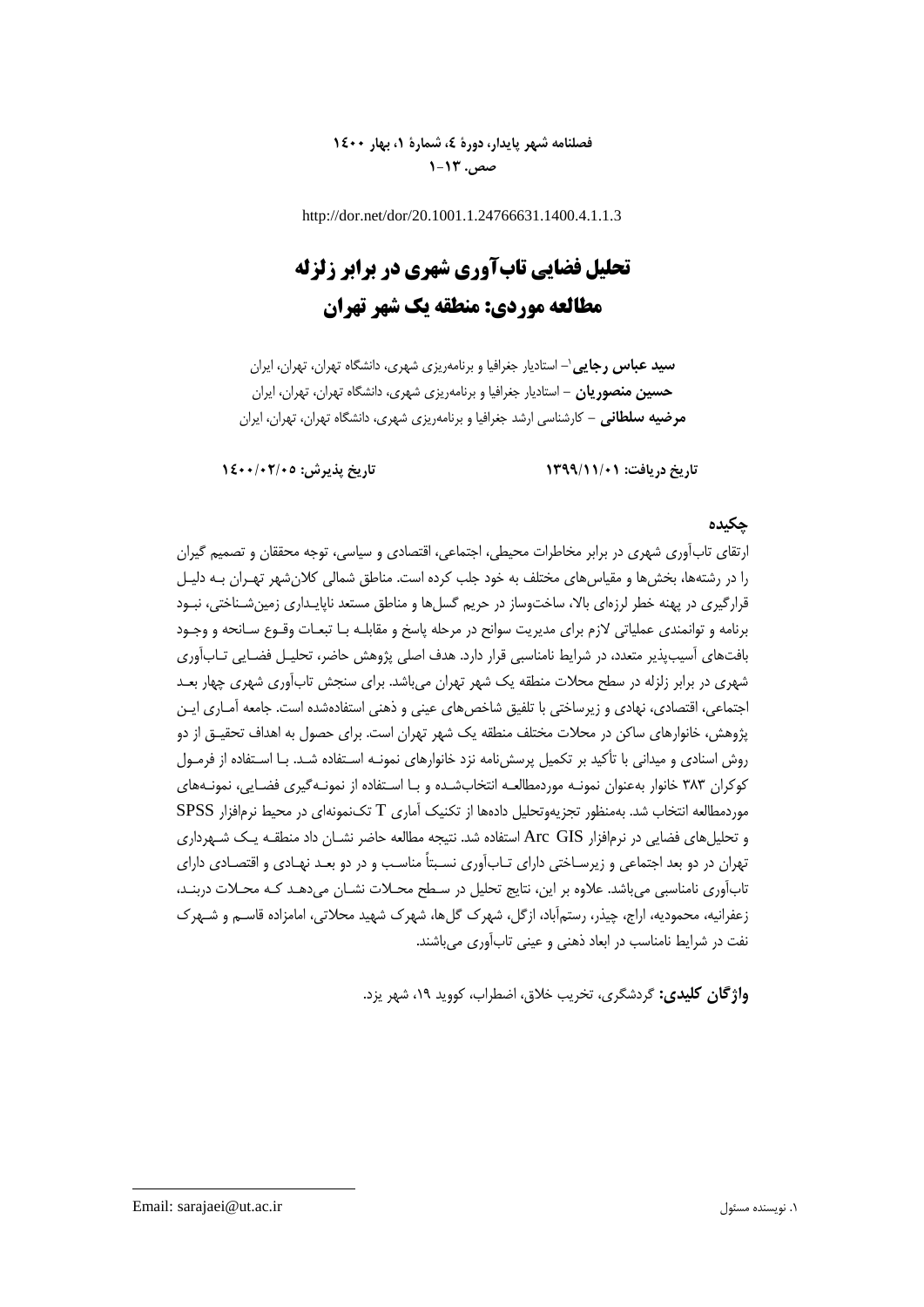http://dor.net/dor/20.1001.1.24766631.1400.4.1.1.3

# تحلیل فضایی تاب‌آوری شهری در برابر زلزله مطالعه موردی: منطقه یک شهر تهران

**سید عباس رجایی**[1]– استادیار جغرافیا و برنامه‌ریزی شهری، دانشگاه تهران، تهران، ایران

**حسین منصوریان** – استادیار جغرافیا و برنامه‌ریزی شهری، دانشگاه تهران، تهران، ایران

**مرضیه سلطانی** – کارشناسی ارشد جغرافیا و برنامه‌ریزی شهری، دانشگاه تهران، تهران، ایران

**تاریخ دریافت: ۱۳۹۹/۱۱/۰۱** &nbsp;&nbsp;&nbsp;&nbsp; **تاریخ پذیرش: ۱۴۰۰/۰۲/۰۵**

## چکیده

ارتقای تاب‌آوری شهری در برابر مخاطرات محیطی، اجتماعی، اقتصادی و سیاسی، توجه محققان و تصمیم گیران را در رشته‌ها، بخش‌ها و مقیاس‌های مختلف به خود جلب کرده است. مناطق شمالی کلان‌شهر تهران به دلیل قرارگیری در پهنه خطر لرزه‌ای بالا، ساخت‌وساز در حریم گسل‌ها و مناطق مستعد ناپایداری زمین‌شناختی، نبود برنامه و توانمندی عملیاتی لازم برای مدیریت سوانح در مرحله پاسخ و مقابله با تبعات وقوع سانحه و وجود بافت‌های آسیب‌پذیر متعدد، در شرایط نامناسبی قرار دارد. هدف اصلی پژوهش حاضر، تحلیل فضایی تاب‌آوری شهری در برابر زلزله در سطح محلات منطقه یک شهر تهران می‌باشد. برای سنجش تاب‌آوری شهری چهار بعد اجتماعی، اقتصادی، نهادی و زیرساختی با تلفیق شاخص‌های عینی و ذهنی استفاده‌شده است. جامعه آماری این پژوهش، خانوارهای ساکن در محلات مختلف منطقه یک شهر تهران است. برای حصول به اهداف تحقیق از دو روش اسنادی و میدانی با تأکید بر تکمیل پرسش‌نامه نزد خانوارهای نمونه استفاده شد. با استفاده از فرمول کوکران ۳۸۳ خانوار به‌عنوان نمونه موردمطالعه انتخاب‌شده و با استفاده از نمونه‌گیری فضایی، نمونه‌های موردمطالعه انتخاب شد. به‌منظور تجزیه‌وتحلیل داده‌ها از تکنیک آماری T تک‌نمونه‌ای در محیط نرم‌افزار SPSS و تحلیل‌های فضایی در نرم‌افزار Arc GIS استفاده شد. نتیجه مطالعه حاضر نشان داد منطقه یک شهرداری تهران در دو بعد اجتماعی و زیرساختی دارای تاب‌آوری نسبتاً مناسب و در دو بعد نهادی و اقتصادی دارای تاب‌آوری نامناسبی می‌باشد. علاوه بر این، نتایج تحلیل در سطح محلات نشان می‌دهد که محلات دربند، زعفرانیه، محمودیه، اراج، چیذر، رستم‌آباد، ازگل، شهرک گل‌ها، شهرک شهید محلاتی، امامزاده قاسم و شهرک نفت در شرایط نامناسب در ابعاد ذهنی و عینی تاب‌آوری می‌باشند.

**واژگان کلیدی:** گردشگری، تخریب خلاق، اضطراب، کووید ۱۹، شهر یزد.

---

[1]. نویسنده مسئول &nbsp;&nbsp; Email: sarajaei@ut.ac.ir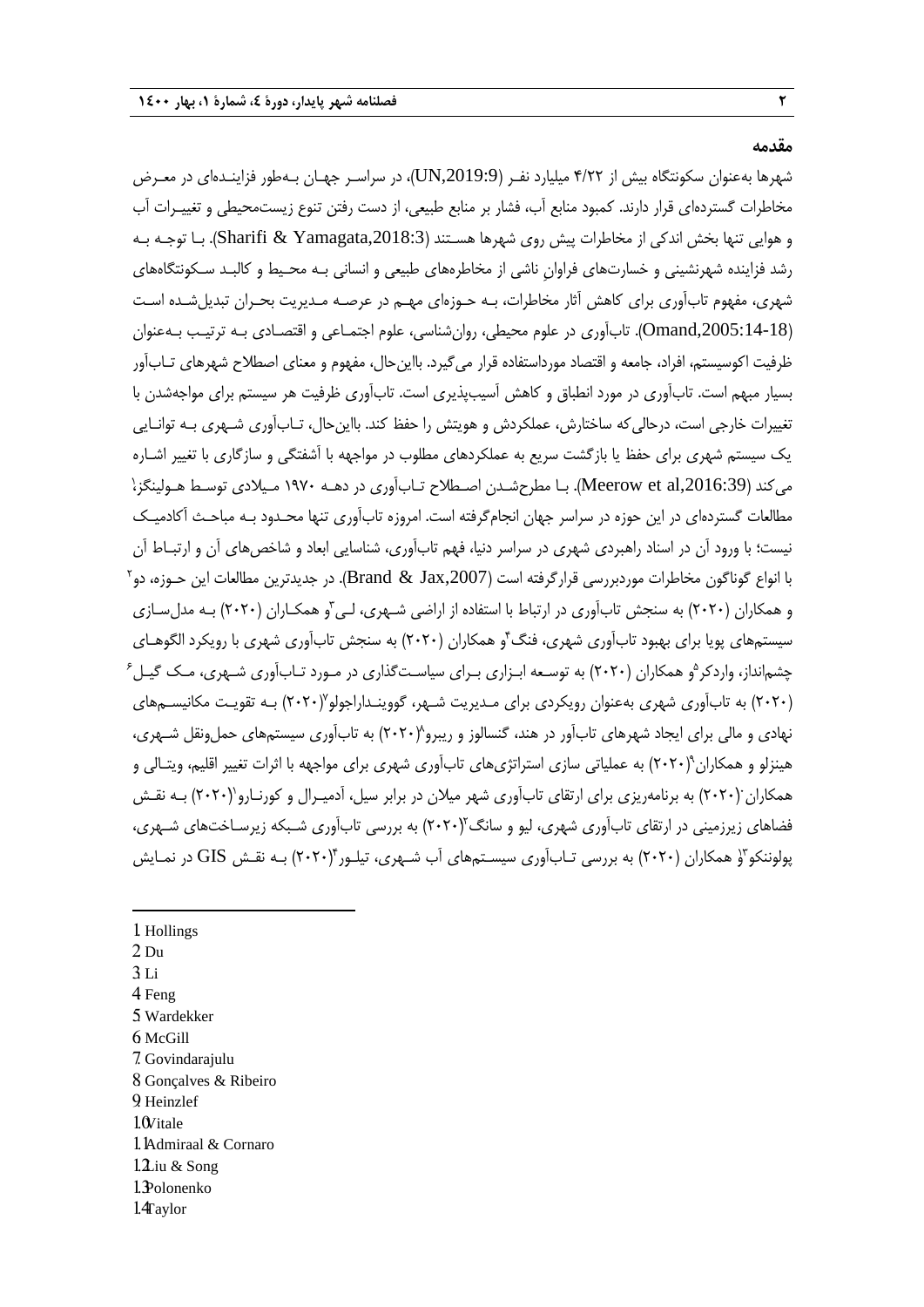## مقدمه

شهرها به‌عنوان سکونتگاه بیش از ۴/۲۲ میلیارد نفر (UN,2019:9)، در سراسر جهان به‌طور فزاینده‌ای در معرض مخاطرات گسترده‌ای قرار دارند. کمبود منابع آب، فشار بر منابع طبیعی، از دست رفتن تنوع زیست‌محیطی و تغییرات آب و هوایی تنها بخش اندکی از مخاطرات پیش روی شهرها هستند (Sharifi & Yamagata,2018:3). با توجه به رشد فزاینده شهرنشینی و خسارت‌های فراوانِ ناشی از مخاطره‌های طبیعی و انسانی به محیط و کالبد سکونتگاه‌های شهری، مفهوم تاب‌آوری برای کاهش آثار مخاطرات، به حوزه‌ای مهم در عرصه مدیریت بحران تبدیل‌شده است (Omand,2005:14-18). تاب‌آوری در علوم محیطی، روان‌شناسی، علوم اجتماعی و اقتصادی به ترتیب به‌عنوان ظرفیت اکوسیستم، افراد، جامعه و اقتصاد مورداستفاده قرار می‌گیرد. بااین‌حال، مفهوم و معنای اصطلاح شهرهای تاب‌آور بسیار مبهم است. تاب‌آوری در مورد انطباق و کاهش آسیب‌پذیری است. تاب‌آوری ظرفیت هر سیستم برای مواجه‌شدن با تغییرات خارجی است، درحالی‌که ساختارش، عملکردش و هویتش را حفظ کند. بااین‌حال، تاب‌آوری شهری به توانایی یک سیستم شهری برای حفظ یا بازگشت سریع به عملکردهای مطلوب در مواجهه با آشفتگی و سازگاری با تغییر اشاره می‌کند (Meerow et al,2016:39). با مطرح‌شدن اصطلاح تاب‌آوری در دهه ۱۹۷۰ میلادی توسط هولینگز[1] مطالعات گسترده‌ای در این حوزه در سراسر جهان انجام‌گرفته است. امروزه تاب‌آوری تنها محدود به مباحث آکادمیک نیست؛ با ورود آن در اسناد راهبردی شهری در سراسر دنیا، فهم تاب‌آوری، شناسایی ابعاد و شاخص‌های آن و ارتباط آن با انواع گوناگون مخاطرات موردبررسی قرارگرفته است (Brand & Jax,2007). در جدیدترین مطالعات این حوزه، دو[2] و همکاران (۲۰۲۰) به سنجش تاب‌آوری در ارتباط با استفاده از اراضی شهری، لی[3] و همکاران (۲۰۲۰) به مدل‌سازی سیستم‌های پویا برای بهبود تاب‌آوری شهری، فنگ[4] و همکاران (۲۰۲۰) به سنجش تاب‌آوری شهری با رویکرد الگوهای چشم‌انداز، واردکر[5] و همکاران (۲۰۲۰) به توسعه ابزاری برای سیاست‌گذاری در مورد تاب‌آوری شهری، مک گیل[6] (۲۰۲۰) به تاب‌آوری شهری به‌عنوان رویکردی برای مدیریت شهر، گوویندراجولو[7] (۲۰۲۰) به تقویت مکانیسم‌های نهادی و مالی برای ایجاد شهرهای تاب‌آور در هند، گنسالوز و ریبرو[8] (۲۰۲۰) به تاب‌آوری سیستم‌های حمل‌ونقل شهری، هینزلو و همکاران[9] (۲۰۲۰) به عملیاتی سازی استراتژی‌های تاب‌آوری شهری برای مواجهه با اثرات تغییر اقلیم، ویتالی و همکاران[10] (۲۰۲۰) به برنامه‌ریزی برای ارتقای تاب‌آوری شهر میلان در برابر سیل، آدمیرال و کورنارو[11] (۲۰۲۰) به نقش فضاهای زیرزمینی در ارتقای تاب‌آوری شهری، لیو و سانگ[12] (۲۰۲۰) به بررسی تاب‌آوری شبکه زیرساخت‌های شهری، پولوننکو[13] و همکاران (۲۰۲۰) به بررسی تاب‌آوری سیستم‌های آب شهری، تیلور[14] (۲۰۲۰) به نقش GIS در نمایش

---

1. Hollings
2. Du
3. Li
4. Feng
5. Wardekker
6. McGill
7. Govindarajulu
8. Gonçalves & Ribeiro
9. Heinzlef
10. Vitale
11. Admiraal & Cornaro
12. Liu & Song
13. Polonenko
14. Taylor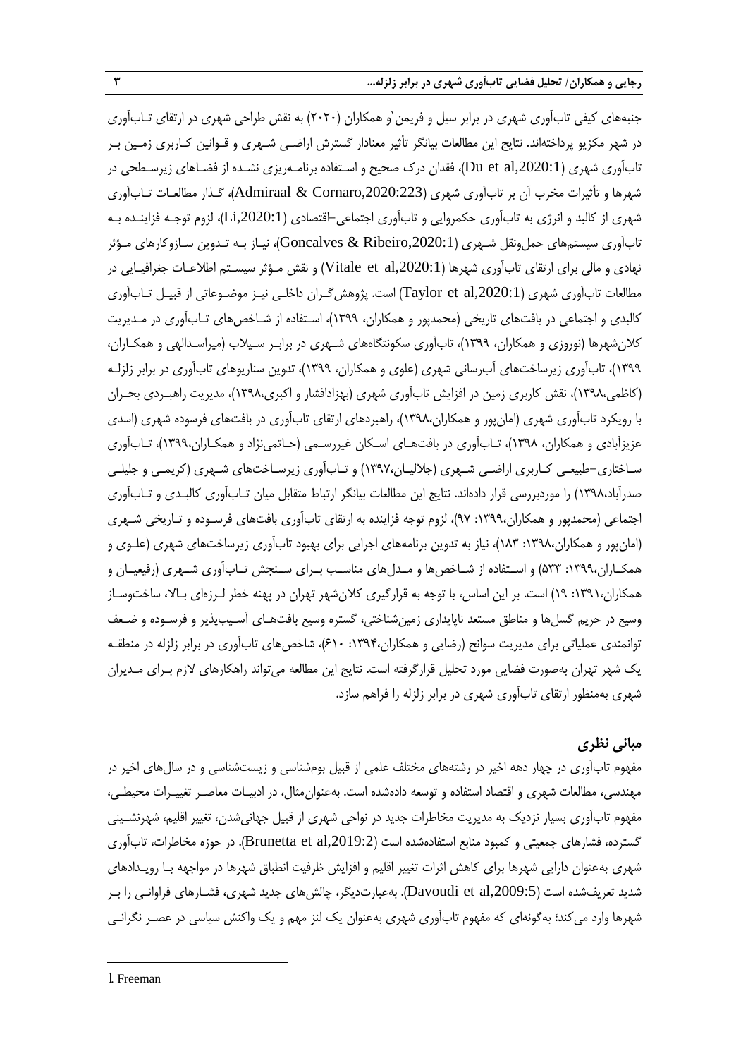جنبه‌های کیفی تاب‌آوری شهری در برابر سیل و فریمن[1] و همکاران (۲۰۲۰) به نقش طراحی شهری در ارتقای تاب‌آوری در شهر مکزیو پرداخته‌اند. نتایج این مطالعات بیانگر تأثیر معنادار گسترش اراضی شهری و قوانین کاربری زمین بر تاب‌آوری شهری (Du et al,2020:1)، فقدان درک صحیح و استفاده برنامه‌ریزی نشده از فضاهای زیرسطحی در شهرها و تأثیرات مخرب آن بر تاب‌آوری شهری (Admiraal & Cornaro,2020:223)، گذار مطالعات تاب‌آوری شهری از کالبد و انرژی به تاب‌آوری حکمروایی و تاب‌آوری اجتماعی-اقتصادی (Li,2020:1)، لزوم توجه فزاینده به تاب‌آوری سیستم‌های حمل‌ونقل شهری (Goncalves & Ribeiro,2020:1)، نیاز به تدوین سازوکارهای مؤثر نهادی و مالی برای ارتقای تاب‌آوری شهرها (Vitale et al,2020:1) و نقش مؤثر سیستم اطلاعات جغرافیایی در مطالعات تاب‌آوری شهری (Taylor et al,2020:1) است. پژوهش‌گران داخلی نیز موضوعاتی از قبیل تاب‌آوری کالبدی و اجتماعی در بافت‌های تاریخی (محمدپور و همکاران، ۱۳۹۹)، استفاده از شاخص‌های تاب‌آوری در مدیریت کلان‌شهرها (نوروزی و همکاران، ۱۳۹۹)، تاب‌آوری سکونتگاه‌های شهری در برابر سیلاب (میراسدالهی و همکاران، ۱۳۹۹)، تاب‌آوری زیرساخت‌های آب‌رسانی شهری (علوی و همکاران، ۱۳۹۹)، تدوین سناریوهای تاب‌آوری در برابر زلزله (کاظمی،۱۳۹۸)، نقش کاربری زمین در افزایش تاب‌آوری شهری (بهزادافشار و اکبری،۱۳۹۸)، مدیریت راهبردی بحران با رویکرد تاب‌آوری شهری (امان‌پور و همکاران،۱۳۹۸)، راهبردهای ارتقای تاب‌آوری در بافت‌های فرسوده شهری (اسدی عزیزآبادی و همکاران، ۱۳۹۸)، تاب‌آوری در بافت‌های اسکان غیررسمی (حاتمی‌نژاد و همکاران،۱۳۹۹)، تاب‌آوری ساختاری-طبیعی کاربری اراضی شهری (جلالیان،۱۳۹۷) و تاب‌آوری زیرساخت‌های شهری (کریمی و جلیلی صدرآباد،۱۳۹۸) را موردبررسی قرار داده‌اند. نتایج این مطالعات بیانگر ارتباط متقابل میان تاب‌آوری کالبدی و تاب‌آوری اجتماعی (محمدپور و همکاران،۱۳۹۹: ۹۷)، لزوم توجه فزاینده به ارتقای تاب‌آوری بافت‌های فرسوده و تاریخی شهری (امان‌پور و همکاران،۱۳۹۸: ۱۸۳)، نیاز به تدوین برنامه‌های اجرایی برای بهبود تاب‌آوری زیرساخت‌های شهری (علوی و همکاران،۱۳۹۹: ۵۳۳) و استفاده از شاخص‌ها و مدل‌های مناسب برای سنجش تاب‌آوری شهری (رفیعیان و همکاران،۱۳۹۱: ۱۹) است. بر این اساس، با توجه به قرارگیری کلان‌شهر تهران در پهنه خطر لرزه‌ای بالا، ساخت‌وساز وسیع در حریم گسل‌ها و مناطق مستعد ناپایداری زمین‌شناختی، گستره وسیع بافت‌های آسیب‌پذیر و فرسوده و ضعف توانمندی عملیاتی برای مدیریت سوانح (رضایی و همکاران،۱۳۹۴: ۶۱۰)، شاخص‌های تاب‌آوری در برابر زلزله در منطقه یک شهر تهران به‌صورت فضایی مورد تحلیل قرارگرفته است. نتایج این مطالعه می‌تواند راهکارهای لازم برای مدیران شهری به‌منظور ارتقای تاب‌آوری شهری در برابر زلزله را فراهم سازد.

## مبانی نظری

مفهوم تاب‌آوری در چهار دهه اخیر در رشته‌های مختلف علمی از قبیل بوم‌شناسی و زیست‌شناسی و در سال‌های اخیر در مهندسی، مطالعات شهری و اقتصاد استفاده و توسعه داده‌شده است. به‌عنوان‌مثال، در ادبیات معاصر تغییرات محیطی، مفهوم تاب‌آوری بسیار نزدیک به مدیریت مخاطرات جدید در نواحی شهری از قبیل جهانی‌شدن، تغییر اقلیم، شهرنشینی گسترده، فشارهای جمعیتی و کمبود منابع استفاده‌شده است (Brunetta et al,2019:2). در حوزه مخاطرات، تاب‌آوری شهری به‌عنوان دارایی شهرها برای کاهش اثرات تغییر اقلیم و افزایش ظرفیت انطباق شهرها در مواجهه با رویدادهای شدید تعریف‌شده است (Davoudi et al,2009:5). به‌عبارت‌دیگر، چالش‌های جدید شهری، فشارهای فراوانی را بر شهرها وارد می‌کند؛ به‌گونه‌ای که مفهوم تاب‌آوری شهری به‌عنوان یک لنز مهم و یک واکنش سیاسی در عصر نگرانی

---

1 Freeman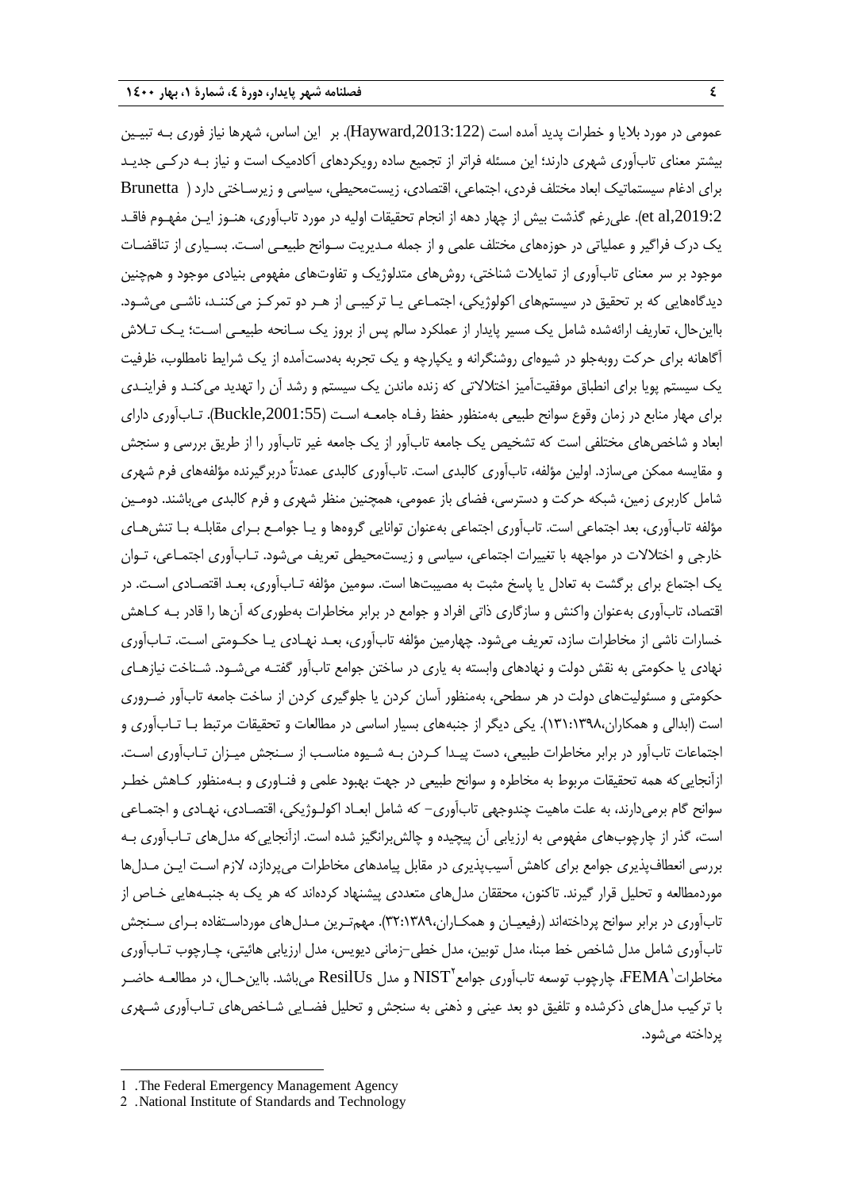عمومی در مورد بلایا و خطرات پدید آمده است (Hayward,2013:122). بر این اساس، شهرها نیاز فوری بـه تبیـین بیشتر معنای تاب‌آوری شهری دارند؛ این مسئله فراتر از تجمیع ساده رویکردهای آکادمیک است و نیاز بـه درکـی جدیـد برای ادغام سیستماتیک ابعاد مختلف فردی، اجتماعی، اقتصادی، زیست‌محیطی، سیاسی و زیرسـاختی دارد (Brunetta et al,2019:2). علی‌رغم گذشت بیش از چهار دهه از انجام تحقیقات اولیه در مورد تاب‌آوری، هنـوز ایـن مفهـوم فاقـد یک درک فراگیر و عملیاتی در حوزه‌های مختلف علمی و از جمله مـدیریت سـوانح طبیعـی اسـت. بسـیاری از تناقضـات موجود بر سر معنای تاب‌آوری از تمایلات شناختی، روش‌های متدلوژیک و تفاوت‌های مفهومی بنیادی موجود و هم‌چنین دیدگاه‌هایی که بر تحقیق در سیستم‌های اکولوژیکی، اجتمـاعی یـا ترکیبـی از هـر دو تمرکـز می‌کننـد، ناشـی می‌شـود. بااین‌حال، تعاریف ارائه‌شده شامل یک مسیر پایدار از عملکرد سالم پس از بروز یک سـانحه طبیعـی اسـت؛ یـک تـلاش آگاهانه برای حرکت روبه‌جلو در شیوه‌ای روشنگرانه و یکپارچه و یک تجربه به‌دست‌آمده از یک شرایط نامطلوب، ظرفیت یک سیستم پویا برای انطباق موفقیت‌آمیز اختلالاتی که زنده ماندن یک سیستم و رشد آن را تهدید می‌کنـد و فراینـدی برای مهار منابع در زمان وقوع سوانح طبیعی به‌منظور حفظ رفـاه جامعـه اسـت (Buckle,2001:55). تـاب‌آوری دارای ابعاد و شاخص‌های مختلفی است که تشخیص یک جامعه تاب‌آور از یک جامعه غیر تاب‌آور را از طریق بررسی و سنجش و مقایسه ممکن می‌سازد. اولین مؤلفه، تاب‌آوری کالبدی است. تاب‌آوری کالبدی عمدتاً دربرگیرنده مؤلفه‌های فرم شهری شامل کاربری زمین، شبکه حرکت و دسترسی، فضای باز عمومی، همچنین منظر شهری و فرم کالبدی می‌باشند. دومـین مؤلفه تاب‌آوری، بعد اجتماعی است. تاب‌آوری اجتماعی به‌عنوان توانایی گروه‌ها و یـا جوامـع بـرای مقابلـه بـا تنش‌هـای خارجی و اختلالات در مواجهه با تغییرات اجتماعی، سیاسی و زیست‌محیطی تعریف می‌شود. تـاب‌آوری اجتمـاعی، تـوان یک اجتماع برای برگشت به تعادل یا پاسخ مثبت به مصیبت‌ها است. سومین مؤلفه تـاب‌آوری، بعـد اقتصـادی اسـت. در اقتصاد، تاب‌آوری به‌عنوان واکنش و سازگاری ذاتی افراد و جوامع در برابر مخاطرات به‌طوری‌که آن‌ها را قادر بـه کـاهش خسارات ناشی از مخاطرات سازد، تعریف می‌شود. چهارمین مؤلفه تاب‌آوری، بعـد نهـادی یـا حکـومتی اسـت. تـاب‌آوری نهادی یا حکومتی به نقش دولت و نهادهای وابسته به یاری در ساختن جوامع تاب‌آور گفتـه می‌شـود. شـناخت نیازهـای حکومتی و مسئولیت‌های دولت در هر سطحی، به‌منظور آسان کردن یا جلوگیری کردن از ساخت جامعه تاب‌آور ضـروری است (ابدالی و همکاران،۱۳۹۸:۱۳۱). یکی دیگر از جنبه‌های بسیار اساسی در مطالعات و تحقیقات مرتبط بـا تـاب‌آوری و اجتماعات تاب‌آور در برابر مخاطرات طبیعی، دست پیـدا کـردن بـه شـیوه مناسـب از سـنجش میـزان تـاب‌آوری اسـت. ازآنجایی‌که همه تحقیقات مربوط به مخاطره و سوانح طبیعی در جهت بهبود علمی و فنـاوری و بـه‌منظور کـاهش خطـر سوانح گام برمی‌دارند، به علت ماهیت چندوجهی تاب‌آوری- که شامل ابعـاد اکولـوژیکی، اقتصـادی، نهـادی و اجتمـاعی است، گذر از چارچوب‌های مفهومی به ارزیابی آن پیچیده و چالش‌برانگیز شده است. ازآنجایی‌که مدل‌های تـاب‌آوری بـه بررسی انعطاف‌پذیری جوامع برای کاهش آسیب‌پذیری در مقابل پیامدهای مخاطرات می‌پردازد، لازم اسـت ایـن مـدل‌ها موردمطالعه و تحلیل قرار گیرند. تاکنون، محققان مدل‌های متعددی پیشنهاد کرده‌اند که هر یک به جنبـه‌هایی خـاص از تاب‌آوری در برابر سوانح پرداخته‌اند (رفیعیـان و همکـاران،۱۳۸۹:۳۲). مهم‌تـرین مـدل‌های مورداسـتفاده بـرای سـنجش تاب‌آوری شامل مدل شاخص خط مبنا، مدل توبین، مدل خطی-زمانی دیویس، مدل ارزیابی هائیتی، چـارچوب تـاب‌آوری مخاطرات FEMA[1]، چارچوب توسعه تاب‌آوری جوامع NIST[2] و مدل ResilUs می‌باشد. بااین‌حـال، در مطالعـه حاضـر با ترکیب مدل‌های ذکرشده و تلفیق دو بعد عینی و ذهنی به سنجش و تحلیل فضـایی شـاخص‌های تـاب‌آوری شـهری پرداخته می‌شود.

1 . The Federal Emergency Management Agency

2 . National Institute of Standards and Technology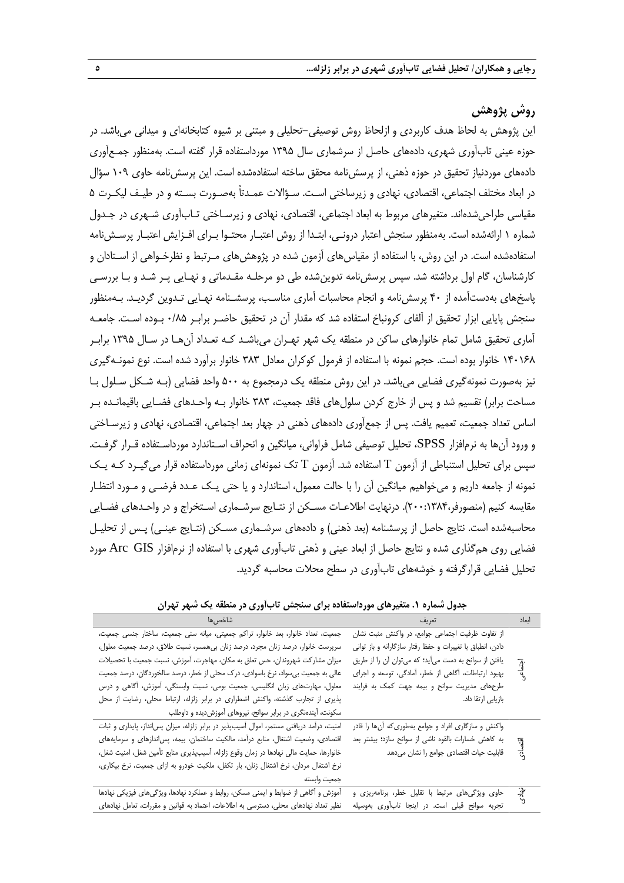## روش پژوهش

این پژوهش به لحاظ هدف کاربردی و ازلحاظ روش توصیفی–تحلیلی و مبتنی بر شیوه کتابخانه‌ای و میدانی می‌باشد. در حوزه عینی تاب‌آوری شهری، داده‌های حاصل از سرشماری سال ۱۳۹۵ مورداستفاده قرار گفته است. به‌منظور جمع‌آوری داده‌های موردنیاز تحقیق در حوزه ذهنی، از پرسش‌نامه محقق ساخته استفاده‌شده است. این پرسش‌نامه حاوی ۱۰۹ سؤال در ابعاد مختلف اجتماعی، اقتصادی، نهادی و زیرساختی است. سؤالات عمدتاً به‌صورت بسته و در طیف لیکرت ۵ مقیاسی طراحی‌شده‌اند. متغیرهای مربوط به ابعاد اجتماعی، اقتصادی، نهادی و زیرساختی تاب‌آوری شهری در جدول شماره ۱ ارائه‌شده است. به‌منظور سنجش اعتبار درونی، ابتدا از روش اعتبار محتوا برای افزایش اعتبار پرسش‌نامه استفاده‌شده است. در این روش، با استفاده از مقیاس‌های آزمون شده در پژوهش‌های مرتبط و نظرخواهی از استادان و کارشناسان، گام اول برداشته شد. سپس پرسش‌نامه تدوین‌شده طی دو مرحله مقدماتی و نهایی پر شد و با بررسی پاسخ‌های به‌دست‌آمده از ۴۰ پرسش‌نامه و انجام محاسبات آماری مناسب، پرسشنامه نهایی تدوین گردید. به‌منظور سنجش پایایی ابزار تحقیق از آلفای کرونباخ استفاده شد که مقدار آن در تحقیق حاضر برابر ۰/۸۵ بوده است. جامعه آماری تحقیق شامل تمام خانوارهای ساکن در منطقه یک شهر تهران می‌باشد که تعداد آن‌ها در سال ۱۳۹۵ برابر ۱۴۰۱۶۸ خانوار بوده است. حجم نمونه با استفاده از فرمول کوکران معادل ۳۸۳ خانوار برآورد شده است. نوع نمونه‌گیری نیز به‌صورت نمونه‌گیری فضایی می‌باشد. در این روش منطقه یک درمجموع به ۵۰۰ واحد فضایی (به شکل سلول با مساحت برابر) تقسیم شد و پس از خارج کردن سلول‌های فاقد جمعیت، ۳۸۳ خانوار به واحدهای فضایی باقیمانده بر اساس تعداد جمعیت، تعمیم یافت. پس از جمع‌آوری داده‌های ذهنی در چهار بعد اجتماعی، اقتصادی، نهادی و زیرساختی و ورود آن‌ها به نرم‌افزار SPSS، تحلیل توصیفی شامل فراوانی، میانگین و انحراف استاندارد مورداستفاده قرار گرفت. سپس برای تحلیل استنباطی از آزمون T استفاده شد. آزمون T تک نمونه‌ای زمانی مورداستفاده قرار می‌گیرد که یک نمونه از جامعه داریم و می‌خواهیم میانگین آن را با حالت معمول، استاندارد و یا حتی یک عدد فرضی و مورد انتظار مقایسه کنیم (منصورفر،۱۳۸۴:۲۰۰). درنهایت اطلاعات مسکن از نتایج سرشماری استخراج و در واحدهای فضایی محاسبه‌شده است. نتایج حاصل از پرسشنامه (بعد ذهنی) و داده‌های سرشماری مسکن (نتایج عینی) پس از تحلیل فضایی روی هم‌گذاری شده و نتایج حاصل از ابعاد عینی و ذهنی تاب‌آوری شهری با استفاده از نرم‌افزار Arc GIS مورد تحلیل فضایی قرارگرفته و خوشه‌های تاب‌آوری در سطح محلات محاسبه گردید.

**جدول شماره ۱. متغیرهای مورداستفاده برای سنجش تاب‌آوری در منطقه یک شهر تهران**

| ابعاد | تعریف | شاخص‌ها |
| --- | --- | --- |
| اجتماعی | از تفاوت ظرفیت اجتماعی جوامع، در واکنش مثبت نشان دادن، انطباق با تغییرات و حفظ رفتار سازگارانه و باز توانی یافتن از سوانح به دست می‌آید؛ که می‌توان آن را از طریق بهبود ارتباطات، آگاهی از خطر، آمادگی، توسعه و اجرای طرح‌های مدیریت سوانح و بیمه جهت کمک به فرایند بازیابی ارتقا داد. | جمعیت، تعداد خانوار، بعد خانوار، تراکم جمعیتی، میانه سنی جمعیت، ساختار جنسی جمعیت، سرپرست خانوار، درصد زنان مجرد، درصد زنان بی‌همسر، نسبت طلاق، درصد جمعیت معلول، میزان مشارکت شهروندان، حس تعلق به مکان، مهاجرت، آموزش، نسبت جمعیت با تحصیلات عالی به جمعیت بی‌سواد، نرخ باسوادی، درک محلی از خطر، درصد سالخوردگان، درصد جمعیت معلول، مهارت‌های زبان انگلیسی، جمعیت بومی، نسبت وابستگی، آموزش، آگاهی و درس پذیری از تجارب گذشته، واکنش اضطراری در برابر زلزله، ارتباط محلی، رضایت از محل سکونت، آینده‌نگری در برابر سوانح، نیروهای آموزش‌دیده و داوطلب |
| اقتصادی | واکنش و سازگاری افراد و جوامع به‌طوری‌که آن‌ها را قادر به کاهش خسارات بالقوه ناشی از سوانح سازد؛ بیشتر بعد قابلیت حیات اقتصادی جوامع را نشان می‌دهد | امنیت، درآمد دریافتی مستمر، اموال آسیب‌پذیر در برابر زلزله، میزان پس‌انداز، پایداری و ثبات اقتصادی، وضعیت اشتغال، منابع درآمد، مالکیت ساختمان، بیمه، پس‌اندازها و سرمایه‌های خانوارها، حمایت مالی نهادها در زمان وقوع زلزله، آسیب‌پذیری منابع تأمین شغل، امنیت شغل، نرخ اشتغال مردان، نرخ اشتغال زنان، بار تکفل، ملکیت خودرو به ازای جمعیت، نرخ بیکاری، جمعیت وابسته |
| نهادی | حاوی ویژگی‌های مرتبط با تقلیل خطر، برنامه‌ریزی و تجربه سوانح قبلی است. در اینجا تاب‌آوری به‌وسیله | آموزش و آگاهی از ضوابط و ایمنی مسکن، روابط و عملکرد نهادها، ویژگی‌های فیزیکی نهادها نظیر تعداد نهادهای محلی، دسترسی به اطلاعات، اعتماد به قوانین و مقررات، تعامل نهادهای |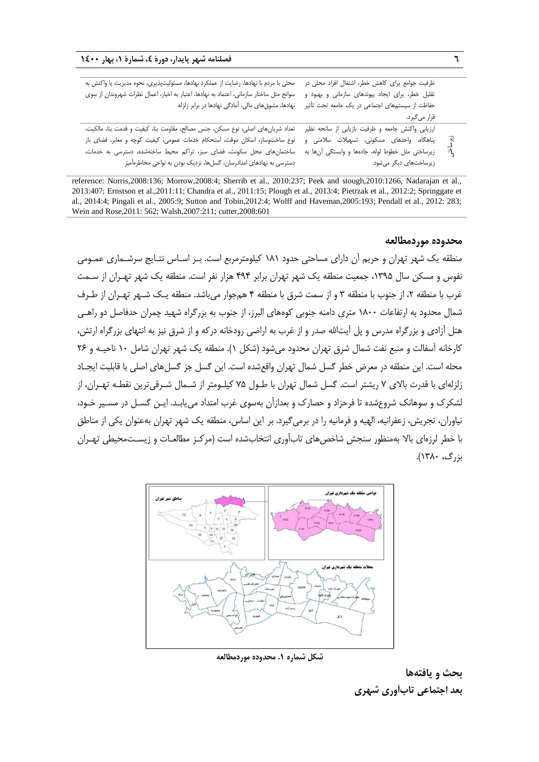| | ظرفیت جوامع برای کاهش خطر، اشتغال افراد محلی در تقلیل خطر، برای ایجاد پیوندهای سازمانی و بهبود و حفاظت از سیستم‌های اجتماعی در یک جامعه تحت تأثیر قرار می‌گیرد. | محلی با مردم با نهادها، رضایت از عملکرد نهادها، مسئولیت‌پذیری، نحوه مدیریت یا واکنش به سوانح مثل ساختار سازمانی، اعتماد به نهادها، اعتبار به اخبار، اعمال نظرات شهروندان از سوی نهادها، مشوق‌های مالی، آمادگی نهادها در برابر زلزله |
|---|---|---|
| کالبدی | ارزیابی واکنش جامعه و ظرفیت بازیابی از سانحه نظیر پناهگاه، واحدهای مسکونی، تسهیلات سلامتی و زیرساختی مثل خطوط لوله، جاده‌ها و وابستگی آن‌ها به زیرساخت‌های دیگر می‌شود. | تعداد شریان‌های اصلی، نوع مسکن، جنس مصالح، مقاومت بنا، کیفیت و قدمت بنا، مالکیت، نوع ساخت‌وساز، اسکان موقت، استحکام خدمات عمومی، کیفیت کوچه و معابر، فضای باز ساختمان‌های محل سکونت، فضای سبز، تراکم محیط ساخته‌شده، دسترسی به خدمات، دسترسی به نهادهای امدادرسان، گسل‌ها، نزدیک بودن به نواحی مخاطره‌آمیز |

reference: Norris,2008:136; Morrow,2008:4; Sherrib et al., 2010:237; Peek and stough,2010:1266, Nadarajan et al., 2013:407; Ernstson et al.,2011:11; Chandra et al., 2011:15; Plough et al., 2013:4; Pietrzak et al., 2012:2; Springgate et al., 2014:4; Pingali et al., 2005:9; Sutton and Tobin,2012:4; Wolff and Haveman,2005:193; Pendall et al., 2012: 283; Wein and Rose,2011: 562; Walsh,2007:211; cutter,2008:601

## محدوده موردمطالعه

منطقه یک شهر تهران و حریم آن دارای مساحتی حدود ۱۸۱ کیلومترمربع است. بر اساس نتایج سرشماری عمومی نفوس و مسکن سال ۱۳۹۵، جمعیت منطقه یک شهر تهران برابر ۴۹۴ هزار نفر است. منطقه یک شهر تهران از سمت غرب با منطقه ۲، از جنوب با منطقه ۳ و از سمت شرق با منطقه ۴ هم‌جوار می‌باشد. منطقه یک شهر تهران از طرف شمال محدود به ارتفاعات ۱۸۰۰ متری دامنه جنوبی کوه‌های البرز، از جنوب به بزرگراه شهید چمران حدفاصل دو راهی هتل آزادی و بزرگراه مدرس و پل آیت‌الله صدر و از غرب به اراضی رودخانه درکه و از شرق نیز به انتهای بزرگراه ارتش، کارخانه آسفالت و منبع نفت شمال شرق تهران محدود می‌شود (شکل ۱). منطقه یک شهر تهران شامل ۱۰ ناحیه و ۲۶ محله است. این منطقه در معرض خطر گسل شمال تهران واقع‌شده است. این گسل جز گسل‌های اصلی با قابلیت ایجاد زلزله‌ای با قدرت بالای ۷ ریشتر است. گسل شمال تهران با طول ۷۵ کیلومتر از شمال شرقی‌ترین نقطه تهران، از لشکرک و سوهانک شروع‌شده تا فرحزاد و حصارک و بعدازآن به‌سوی غرب امتداد می‌یابد. این گسل در مسیر خود، نیاوران، تجریش، زعفرانیه، الهیه و فرمانیه را در برمی‌گیرد. بر این اساس، منطقه یک شهر تهران به‌عنوان یکی از مناطق با خطر لرزه‌ای بالا به‌منظور سنجش شاخص‌های تاب‌آوری انتخاب‌شده است (مرکز مطالعات و زیست‌محیطی تهران بزرگ، ۱۳۸۰).

**شکل شماره ۱. محدوده موردمطالعه**

## بحث و یافته‌ها

### بعد اجتماعی تاب‌آوری شهری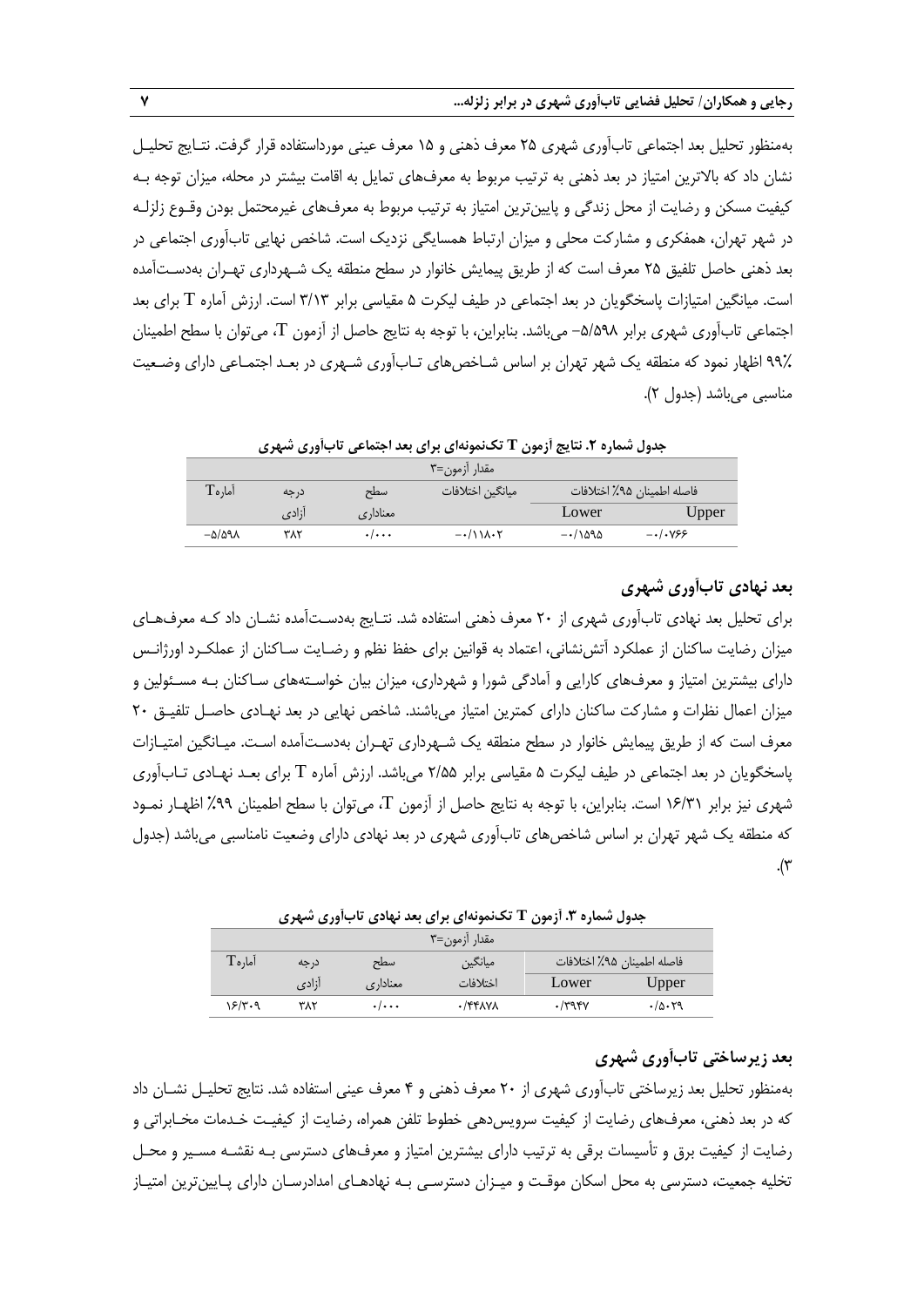به‌منظور تحلیل بعد اجتماعی تاب‌آوری شهری ۲۵ معرف ذهنی و ۱۵ معرف عینی مورداستفاده قرار گرفت. نتایج تحلیل نشان داد که بالاترین امتیاز در بعد ذهنی به ترتیب مربوط به معرف‌های تمایل به اقامت بیشتر در محله، میزان توجه به کیفیت مسکن و رضایت از محل زندگی و پایین‌ترین امتیاز به ترتیب مربوط به معرف‌های غیرمحتمل بودن وقوع زلزله در شهر تهران، همفکری و مشارکت محلی و میزان ارتباط همسایگی نزدیک است. شاخص نهایی تاب‌آوری اجتماعی در بعد ذهنی حاصل تلفیق ۲۵ معرف است که از طریق پیمایش خانوار در سطح منطقه یک شهرداری تهران به‌دست‌آمده است. میانگین امتیازات پاسخگویان در بعد اجتماعی در طیف لیکرت ۵ مقیاسی برابر ۳/۱۳ است. ارزش آماره T برای بعد اجتماعی تاب‌آوری شهری برابر ۵/۵۹۸- می‌باشد. بنابراین، با توجه به نتایج حاصل از آزمون T، می‌توان با سطح اطمینان ۹۹٪ اظهار نمود که منطقه یک شهر تهران بر اساس شاخص‌های تاب‌آوری شهری در بعد اجتماعی دارای وضعیت مناسبی می‌باشد (جدول ۲).

**جدول شماره ۲. نتایج آزمون T تک‌نمونه‌ای برای بعد اجتماعی تاب‌آوری شهری**

| مقدار آزمون=۳ | | | | | |
|---|---|---|---|---|---|
| آماره T | درجه آزادی | سطح معناداری | میانگین اختلافات | فاصله اطمینان ۹۵٪ اختلافات | |
| | | | | Lower | Upper |
| ۵/۵۹۸- | ۳۸۲ | ۰/۰۰۰ | ۰/۱۱۸۰۲- | ۰/۱۵۹۵- | ۰/۰۷۶۶- |

## بعد نهادی تاب‌آوری شهری

برای تحلیل بعد نهادی تاب‌آوری شهری از ۲۰ معرف ذهنی استفاده شد. نتایج به‌دست‌آمده نشان داد که معرف‌های میزان رضایت ساکنان از عملکرد آتش‌نشانی، اعتماد به قوانین برای حفظ نظم و رضایت ساکنان از عملکرد اورژانس دارای بیشترین امتیاز و معرف‌های کارایی و آمادگی شورا و شهرداری، میزان بیان خواسته‌های ساکنان به مسئولین و میزان اعمال نظرات و مشارکت ساکنان دارای کمترین امتیاز می‌باشند. شاخص نهایی در بعد نهادی حاصل تلفیق ۲۰ معرف است که از طریق پیمایش خانوار در سطح منطقه یک شهرداری تهران به‌دست‌آمده است. میانگین امتیازات پاسخگویان در بعد اجتماعی در طیف لیکرت ۵ مقیاسی برابر ۲/۵۵ می‌باشد. ارزش آماره T برای بعد نهادی تاب‌آوری شهری نیز برابر ۱۶/۳۱ است. بنابراین، با توجه به نتایج حاصل از آزمون T، می‌توان با سطح اطمینان ۹۹٪ اظهار نمود که منطقه یک شهر تهران بر اساس شاخص‌های تاب‌آوری شهری در بعد نهادی دارای وضعیت نامناسبی می‌باشد (جدول ۳).

**جدول شماره ۳. آزمون T تک‌نمونه‌ای برای بعد نهادی تاب‌آوری شهری**

| مقدار آزمون=۳ | | | | | |
|---|---|---|---|---|---|
| آماره T | درجه آزادی | سطح معناداری | میانگین اختلافات | فاصله اطمینان ۹۵٪ اختلافات | |
| | | | | Lower | Upper |
| ۱۶/۳۰۹ | ۳۸۲ | ۰/۰۰۰ | ۰/۴۴۸۷۸ | ۰/۳۹۴۷ | ۰/۵۰۲۹ |

## بعد زیرساختی تاب‌آوری شهری

به‌منظور تحلیل بعد زیرساختی تاب‌آوری شهری از ۲۰ معرف ذهنی و ۴ معرف عینی استفاده شد. نتایج تحلیل نشان داد که در بعد ذهنی، معرف‌های رضایت از کیفیت سرویس‌دهی خطوط تلفن همراه، رضایت از کیفیت خدمات مخابراتی و رضایت از کیفیت برق و تأسیسات برقی به ترتیب دارای بیشترین امتیاز و معرف‌های دسترسی به نقشه مسیر و محل تخلیه جمعیت، دسترسی به محل اسکان موقت و میزان دسترسی به نهادهای امدادرسان دارای پایین‌ترین امتیاز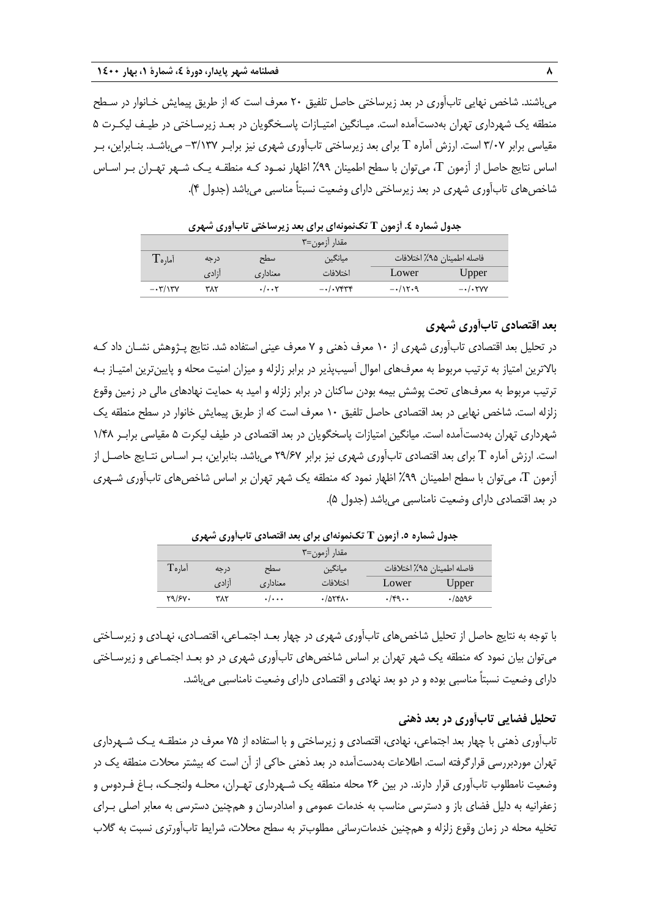می‌باشند. شاخص نهایی تاب‌آوری در بعد زیرساختی حاصل تلفیق ۲۰ معرف است که از طریق پیمایش خانوار در سطح منطقه یک شهرداری تهران به‌دست‌آمده است. میانگین امتیازات پاسخگویان در بعد زیرساختی در طیف لیکرت ۵ مقیاسی برابر ۳/۰۷ است. ارزش آماره T برای بعد زیرساختی تاب‌آوری شهری نیز برابر ۳/۱۳۷- می‌باشد. بنابراین، بر اساس نتایج حاصل از آزمون T، می‌توان با سطح اطمینان ۹۹٪ اظهار نمود که منطقه یک شهر تهران بر اساس شاخص‌های تاب‌آوری شهری در بعد زیرساختی دارای وضعیت نسبتاً مناسبی می‌باشد (جدول ۴).

**جدول شماره ٤. آزمون T تک‌نمونه‌ای برای بعد زیرساختی تاب‌آوری شهری**

| مقدار آزمون=۳ | | | | | |
|---|---|---|---|---|---|
| آماره T | درجه آزادی | سطح معناداری | میانگین اختلافات | فاصله اطمینان ۹۵٪ اختلافات Lower | Upper |
| ۳/۱۳۷- | ۳۸۲ | ۰/۰۰۲ | ۰/۰۷۴۳۴- | ۰/۱۲۰۹- | ۰/۰۲۷۷- |

## بعد اقتصادی تاب‌آوری شهری

در تحلیل بعد اقتصادی تاب‌آوری شهری از ۱۰ معرف ذهنی و ۷ معرف عینی استفاده شد. نتایج پژوهش نشان داد که بالاترین امتیاز به ترتیب مربوط به معرف‌های اموال آسیب‌پذیر در برابر زلزله و میزان امنیت محله و پایین‌ترین امتیاز به ترتیب مربوط به معرف‌های تحت پوشش بیمه بودن ساکنان در برابر زلزله و امید به حمایت نهادهای مالی در زمین وقوع زلزله است. شاخص نهایی در بعد اقتصادی حاصل تلفیق ۱۰ معرف است که از طریق پیمایش خانوار در سطح منطقه یک شهرداری تهران به‌دست‌آمده است. میانگین امتیازات پاسخگویان در بعد اقتصادی در طیف لیکرت ۵ مقیاسی برابر ۱/۴۸ است. ارزش آماره T برای بعد اقتصادی تاب‌آوری شهری نیز برابر ۲۹/۶۷ می‌باشد. بنابراین، بر اساس نتایج حاصل از آزمون T، می‌توان با سطح اطمینان ۹۹٪ اظهار نمود که منطقه یک شهر تهران بر اساس شاخص‌های تاب‌آوری شهری در بعد اقتصادی دارای وضعیت نامناسبی می‌باشد (جدول ۵).

**جدول شماره ٥. آزمون T تک‌نمونه‌ای برای بعد اقتصادی تاب‌آوری شهری**

| مقدار آزمون=۳ | | | | | |
|---|---|---|---|---|---|
| آماره T | درجه آزادی | سطح معناداری | میانگین اختلافات | فاصله اطمینان ۹۵٪ اختلافات Lower | Upper |
| ۲۹/۶۷۰ | ۳۸۲ | ۰/۰۰۰ | ۰/۵۲۴۸۰ | ۰/۴۹۰۰ | ۰/۵۵۹۶ |

با توجه به نتایج حاصل از تحلیل شاخص‌های تاب‌آوری شهری در چهار بعد اجتماعی، اقتصادی، نهادی و زیرساختی می‌توان بیان نمود که منطقه یک شهر تهران بر اساس شاخص‌های تاب‌آوری شهری در دو بعد اجتماعی و زیرساختی دارای وضعیت نسبتاً مناسبی بوده و در دو بعد نهادی و اقتصادی دارای وضعیت نامناسبی می‌باشد.

## تحلیل فضایی تاب‌آوری در بعد ذهنی

تاب‌آوری ذهنی با چهار بعد اجتماعی، نهادی، اقتصادی و زیرساختی و با استفاده از ۷۵ معرف در منطقه یک شهرداری تهران موردبررسی قرارگرفته است. اطلاعات به‌دست‌آمده در بعد ذهنی حاکی از آن است که بیشتر محلات منطقه یک در وضعیت نامطلوب تاب‌آوری قرار دارند. در بین ۲۶ محله منطقه یک شهرداری تهران، محله ولنجک، باغ فردوس و زعفرانیه به دلیل فضای باز و دسترسی مناسب به خدمات عمومی و امدادرسان و همچنین دسترسی به معابر اصلی برای تخلیه محله در زمان وقوع زلزله و همچنین خدمات‌رسانی مطلوب‌تر به سطح محلات، شرایط تاب‌آورتری نسبت به گلاب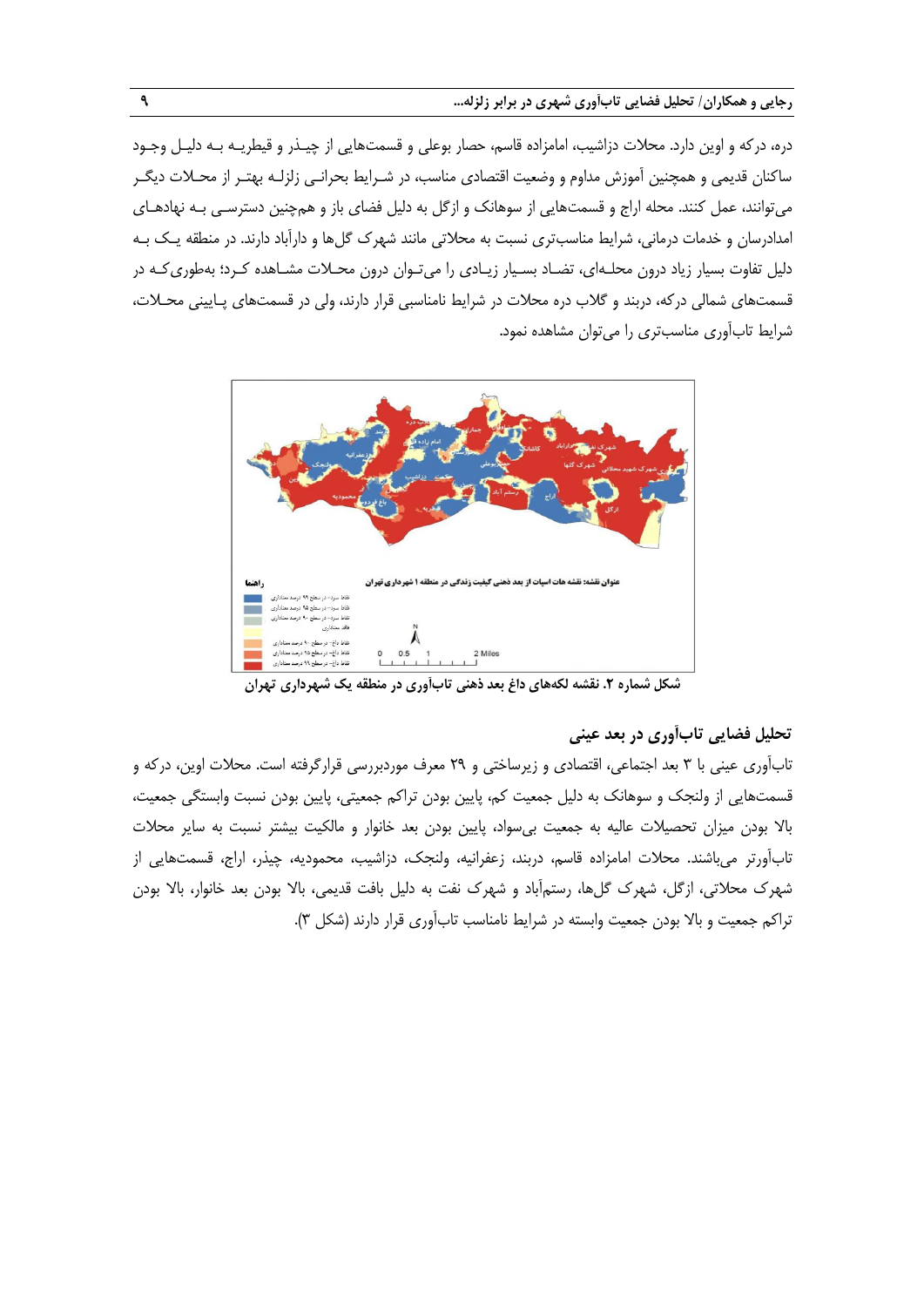دره، درکه و اوین دارد. محلات دزاشیب، امامزاده قاسم، حصار بوعلی و قسمت‌هایی از چیذر و قیطریه به دلیل وجود ساکنان قدیمی و همچنین آموزش مداوم و وضعیت اقتصادی مناسب، در شرایط بحرانی زلزله بهتر از محلات دیگر می‌توانند، عمل کنند. محله اراج و قسمت‌هایی از سوهانک و ازگل به دلیل فضای باز و همچنین دسترسی به نهادهای امدادرسان و خدمات درمانی، شرایط مناسب‌تری نسبت به محلاتی مانند شهرک گل‌ها و دارآباد دارند. در منطقه یک به دلیل تفاوت بسیار زیاد درون محله‌ای، تضاد بسیار زیادی را می‌توان درون محلات مشاهده کرد؛ به‌طوری‌که در قسمت‌های شمالی درکه، دربند و گلاب دره محلات در شرایط نامناسبی قرار دارند، ولی در قسمت‌های پایینی محلات، شرایط تاب‌آوری مناسب‌تری را می‌توان مشاهده نمود.

شکل شماره ۲. نقشه لکه‌های داغ بعد ذهنی تاب‌آوری در منطقه یک شهرداری تهران

## تحلیل فضایی تاب‌آوری در بعد عینی

تاب‌آوری عینی با ۳ بعد اجتماعی، اقتصادی و زیرساختی و ۲۹ معرف موردبررسی قرارگرفته است. محلات اوین، درکه و قسمت‌هایی از ولنجک و سوهانک به دلیل جمعیت کم، پایین بودن تراکم جمعیتی، پایین بودن نسبت وابستگی جمعیت، بالا بودن میزان تحصیلات عالیه به جمعیت بی‌سواد، پایین بودن بعد خانوار و مالکیت بیشتر نسبت به سایر محلات تاب‌آورتر می‌باشند. محلات امامزاده قاسم، دربند، زعفرانیه، ولنجک، دزاشیب، محمودیه، چیذر، اراج، قسمت‌هایی از شهرک محلاتی، ازگل، شهرک گل‌ها، رستم‌آباد و شهرک نفت به دلیل بافت قدیمی، بالا بودن بعد خانوار، بالا بودن تراکم جمعیت و بالا بودن جمعیت وابسته در شرایط نامناسب تاب‌آوری قرار دارند (شکل ۳).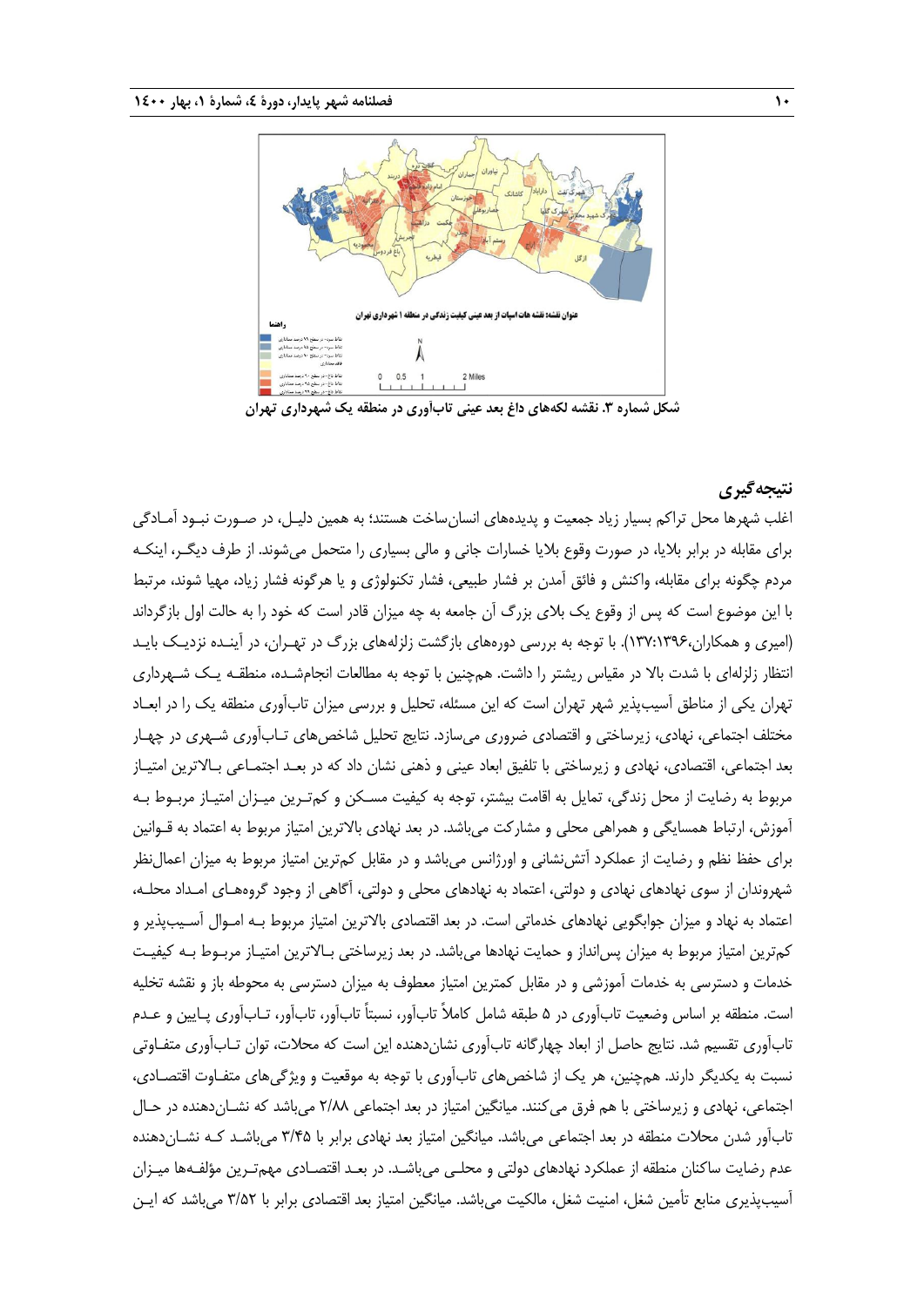شکل شماره ۳. نقشه لکه‌های داغ بعد عینی تاب‌آوری در منطقه یک شهرداری تهران

## نتیجه‌گیری

اغلب شهرها محل تراکم بسیار زیاد جمعیت و پدیده‌های انسان‌ساخت هستند؛ به همین دلیل، در صورت نبود آمادگی برای مقابله در برابر بلایا، در صورت وقوع بلایا خسارات جانی و مالی بسیاری را متحمل می‌شوند. از طرف دیگر، اینکه مردم چگونه برای مقابله، واکنش و فائق آمدن بر فشار طبیعی، فشار تکنولوژی و یا هرگونه فشار زیاد، مهیا شوند، مرتبط با این موضوع است که پس از وقوع یک بلای بزرگ آن جامعه به چه میزان قادر است که خود را به حالت اول بازگرداند (امیری و همکاران،۱۳۹۶:۱۳۷). با توجه به بررسی دوره‌های بازگشت زلزله‌های بزرگ در تهران، در آینده نزدیک باید انتظار زلزله‌ای با شدت بالا در مقیاس ریشتر را داشت. همچنین با توجه به مطالعات انجام‌شده، منطقه یک شهرداری تهران یکی از مناطق آسیب‌پذیر شهر تهران است که این مسئله، تحلیل و بررسی میزان تاب‌آوری منطقه یک را در ابعاد مختلف اجتماعی، نهادی، زیرساختی و اقتصادی ضروری می‌سازد. نتایج تحلیل شاخص‌های تاب‌آوری شهری در چهار بعد اجتماعی، اقتصادی، نهادی و زیرساختی با تلفیق ابعاد عینی و ذهنی نشان داد که در بعد اجتماعی بالاترین امتیاز مربوط به رضایت از محل زندگی، تمایل به اقامت بیشتر، توجه به کیفیت مسکن و کم‌ترین میزان امتیاز مربوط به آموزش، ارتباط همسایگی و همراهی محلی و مشارکت می‌باشد. در بعد نهادی بالاترین امتیاز مربوط به اعتماد به قوانین برای حفظ نظم و رضایت از عملکرد آتش‌نشانی و اورژانس می‌باشد و در مقابل کم‌ترین امتیاز مربوط به میزان اعمال‌نظر شهروندان از سوی نهادهای نهادی و دولتی، اعتماد به نهادهای محلی و دولتی، آگاهی از وجود گروه‌های امداد محله، اعتماد به نهاد و میزان جوابگویی نهادهای خدماتی است. در بعد اقتصادی بالاترین امتیاز مربوط به اموال آسیب‌پذیر و کم‌ترین امتیاز مربوط به میزان پس‌انداز و حمایت نهادها می‌باشد. در بعد زیرساختی بالاترین امتیاز مربوط به کیفیت خدمات و دسترسی به خدمات آموزشی و در مقابل کمترین امتیاز معطوف به میزان دسترسی به محوطه باز و نقشه تخلیه است. منطقه بر اساس وضعیت تاب‌آوری در ۵ طبقه شامل کاملاً تاب‌آور، نسبتاً تاب‌آور، تاب‌آور، تاب‌آوری پایین و عدم تاب‌آوری تقسیم شد. نتایج حاصل از ابعاد چهارگانه تاب‌آوری نشان‌دهنده این است که محلات، توان تاب‌آوری متفاوتی نسبت به یکدیگر دارند. همچنین، هر یک از شاخص‌های تاب‌آوری با توجه به موقعیت و ویژگی‌های متفاوت اقتصادی، اجتماعی، نهادی و زیرساختی با هم فرق می‌کنند. میانگین امتیاز در بعد اجتماعی ۲/۸۸ می‌باشد که نشان‌دهنده در حال تاب‌آور شدن محلات منطقه در بعد اجتماعی می‌باشد. میانگین امتیاز بعد نهادی برابر با ۳/۴۵ می‌باشد که نشان‌دهنده عدم رضایت ساکنان منطقه از عملکرد نهادهای دولتی و محلی می‌باشد. در بعد اقتصادی مهم‌ترین مؤلفه‌ها میزان آسیب‌پذیری منابع تأمین شغل، امنیت شغل، مالکیت می‌باشد. میانگین امتیاز بعد اقتصادی برابر با ۳/۵۲ می‌باشد که این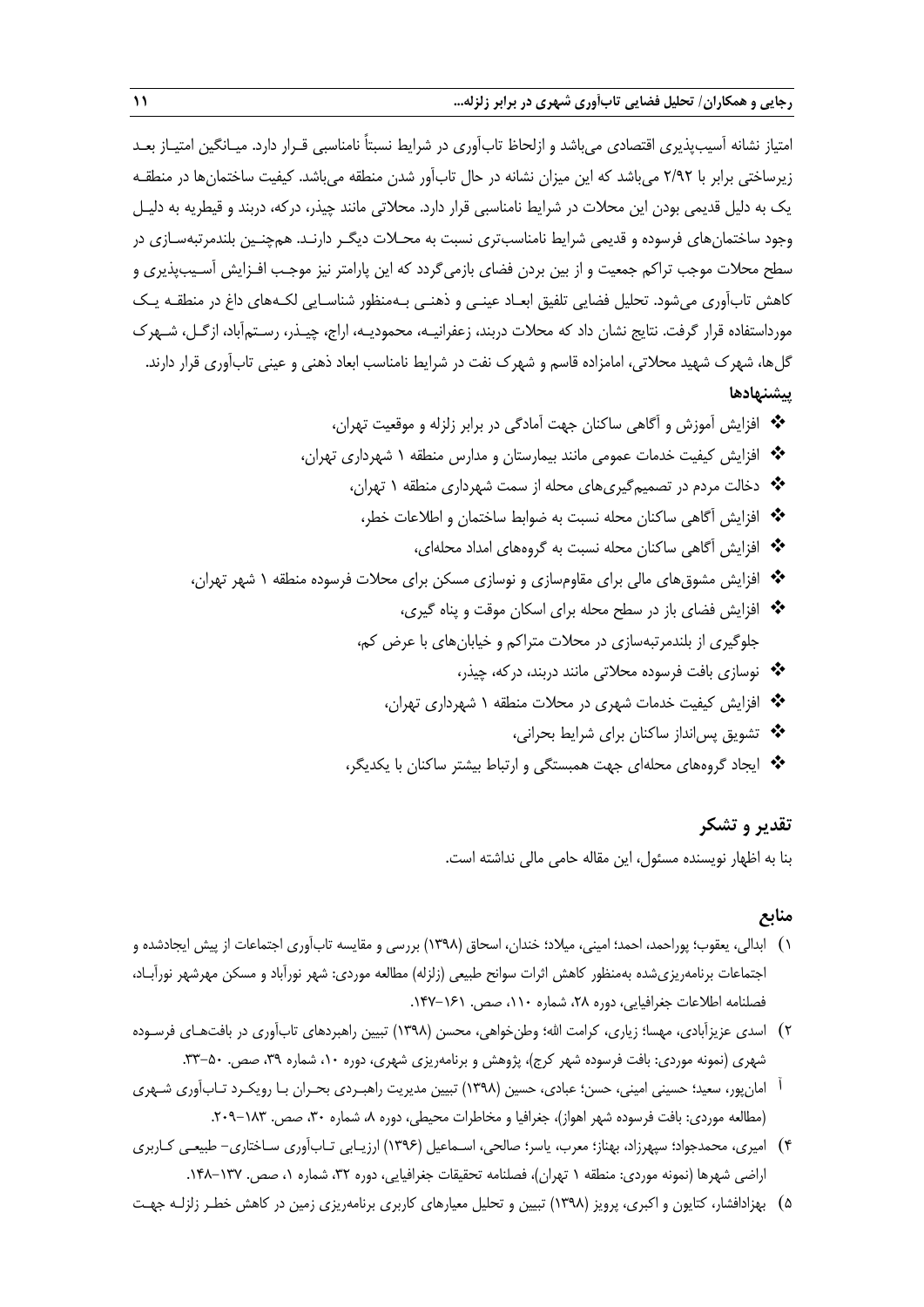امتیاز نشانه آسیب‌پذیری اقتصادی می‌باشد و ازلحاظ تاب‌آوری در شرایط نسبتاً نامناسبی قرار دارد. میانگین امتیاز بعد زیرساختی برابر با ۲/۹۲ می‌باشد که این میزان نشانه در حال تاب‌آور شدن منطقه می‌باشد. کیفیت ساختمان‌ها در منطقه یک به دلیل قدیمی بودن این محلات در شرایط نامناسبی قرار دارد. محلاتی مانند چیذر، درکه، دربند و قیطریه به دلیل وجود ساختمان‌های فرسوده و قدیمی شرایط نامناسب‌تری نسبت به محلات دیگر دارند. همچنین بلندمرتبه‌سازی در سطح محلات موجب تراکم جمعیت و از بین بردن فضای بازمی‌گردد که این پارامتر نیز موجب افزایش آسیب‌پذیری و کاهش تاب‌آوری می‌شود. تحلیل فضایی تلفیق ابعاد عینی و ذهنی به‌منظور شناسایی لکه‌های داغ در منطقه یک مورداستفاده قرار گرفت. نتایج نشان داد که محلات دربند، زعفرانیه، محمودیه، اراج، چیذر، رستم‌آباد، ازگل، شهرک گل‌ها، شهرک شهید محلاتی، امامزاده قاسم و شهرک نفت در شرایط نامناسب ابعاد ذهنی و عینی تاب‌آوری قرار دارند.

**پیشنهادها**

- افزایش آموزش و آگاهی ساکنان جهت آمادگی در برابر زلزله و موقعیت تهران،
- افزایش کیفیت خدمات عمومی مانند بیمارستان و مدارس منطقه ۱ شهرداری تهران،
- دخالت مردم در تصمیم‌گیری‌های محله از سمت شهرداری منطقه ۱ تهران،
- افزایش آگاهی ساکنان محله نسبت به ضوابط ساختمان و اطلاعات خطر،
- افزایش آگاهی ساکنان محله نسبت به گروه‌های امداد محله‌ای،
- افزایش مشوق‌های مالی برای مقاوم‌سازی و نوسازی مسکن برای محلات فرسوده منطقه ۱ شهر تهران،
- افزایش فضای باز در سطح محله برای اسکان موقت و پناه گیری،
  جلوگیری از بلندمرتبه‌سازی در محلات متراکم و خیابان‌های با عرض کم،
- نوسازی بافت فرسوده محلاتی مانند دربند، درکه، چیذر،
- افزایش کیفیت خدمات شهری در محلات منطقه ۱ شهرداری تهران،
- تشویق پس‌انداز ساکنان برای شرایط بحرانی،
- ایجاد گروه‌های محله‌ای جهت همبستگی و ارتباط بیشتر ساکنان با یکدیگر،

## تقدیر و تشکر

بنا به اظهار نویسنده مسئول، این مقاله حامی مالی نداشته است.

## منابع

۱) ابدالی، یعقوب؛ پوراحمد، احمد؛ امینی، میلاد؛ خندان، اسحاق (۱۳۹۸) بررسی و مقایسه تاب‌آوری اجتماعات از پیش ایجادشده و اجتماعات برنامه‌ریزی‌شده به‌منظور کاهش اثرات سوانح طبیعی (زلزله) مطالعه موردی: شهر نورآباد و مسکن مهرشهر نورآباد، فصلنامه اطلاعات جغرافیایی، دوره ۲۸، شماره ۱۱۰، صص. ۱۶۱-۱۴۷.

۲) اسدی عزیزآبادی، مهسا؛ زیاری، کرامت الله؛ وطن‌خواهی، محسن (۱۳۹۸) تبیین راهبردهای تاب‌آوری در بافت‌های فرسوده شهری (نمونه موردی: بافت فرسوده شهر کرج)، پژوهش و برنامه‌ریزی شهری، دوره ۱۰، شماره ۳۹، صص. ۵۰-۳۳.

۳) امان‌پور، سعید؛ حسینی امینی، حسن؛ عبادی، حسین (۱۳۹۸) تبیین مدیریت راهبردی بحران با رویکرد تاب‌آوری شهری (مطالعه موردی: بافت فرسوده شهر اهواز)، جغرافیا و مخاطرات محیطی، دوره ۸، شماره ۳۰، صص. ۱۸۳-۲۰۹.

۴) امیری، محمدجواد؛ سپهرزاد، بهناز؛ معرب، یاسر؛ صالحی، اسماعیل (۱۳۹۶) ارزیابی تاب‌آوری ساختاری- طبیعی کاربری اراضی شهرها (نمونه موردی: منطقه ۱ تهران)، فصلنامه تحقیقات جغرافیایی، دوره ۳۲، شماره ۱، صص. ۱۳۷-۱۴۸.

۵) بهزادافشار، کتایون و اکبری، پرویز (۱۳۹۸) تبیین و تحلیل معیارهای کاربری برنامه‌ریزی زمین در کاهش خطر زلزله جهت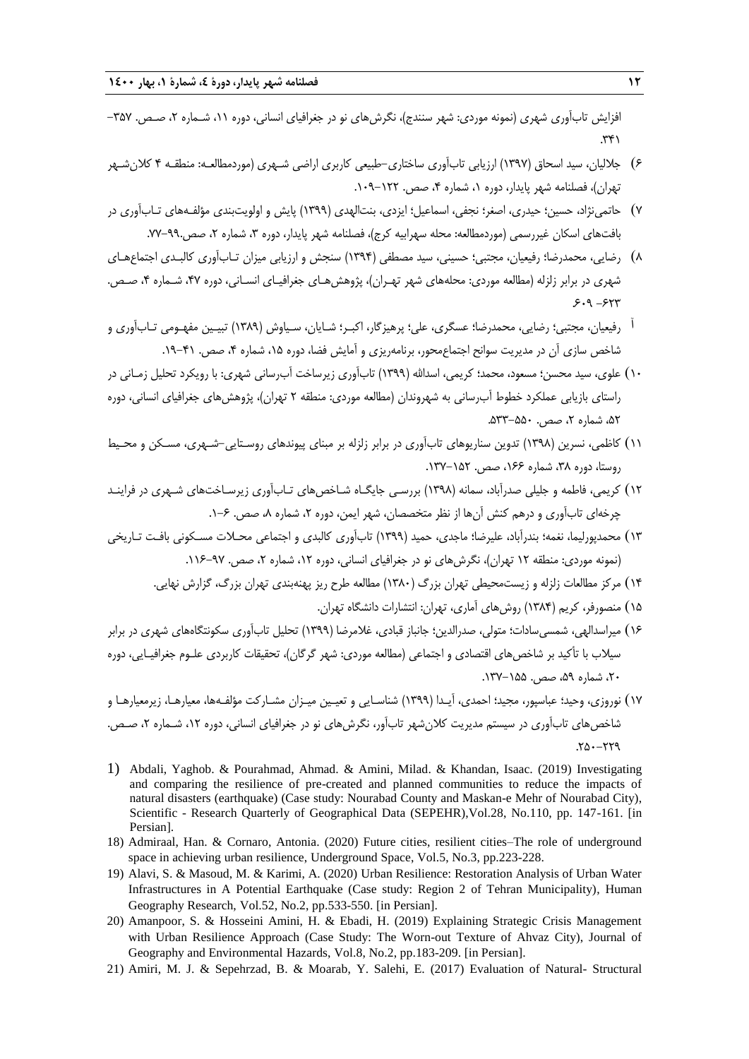افزایش تاب‌آوری شهری (نمونه موردی: شهر سنندج)، نگرش‌های نو در جغرافیای انسانی، دوره ۱۱، شماره ۲، صص. ۳۵۷-۳۴۱.

۶) جلالیان، سید اسحاق (۱۳۹۷) ارزیابی تاب‌آوری ساختاری-طبیعی کاربری اراضی شهری (موردمطالعه: منطقه ۴ کلان‌شهر تهران)، فصلنامه شهر پایدار، دوره ۱، شماره ۴، صص. ۱۲۲-۱۰۹.

۷) حاتمی‌نژاد، حسین؛ حیدری، اصغر؛ نجفی، اسماعیل؛ ایزدی، بنت‌الهدی (۱۳۹۹) پایش و اولویت‌بندی مؤلفه‌های تاب‌آوری در بافت‌های اسکان غیررسمی (موردمطالعه: محله سهرابیه کرج)، فصلنامه شهر پایدار، دوره ۳، شماره ۲، صص.۹۹-۷۷.

۸) رضایی، محمدرضا؛ رفیعیان، مجتبی؛ حسینی، سید مصطفی (۱۳۹۴) سنجش و ارزیابی میزان تاب‌آوری کالبدی اجتماع‌های شهری در برابر زلزله (مطالعه موردی: محله‌های شهر تهران)، پژوهش‌های جغرافیای انسانی، دوره ۴۷، شماره ۴، صص. ۶۲۳-۶۰۹.

۹) رفیعیان، مجتبی؛ رضایی، محمدرضا؛ عسگری، علی؛ پرهیزگار، اکبر؛ شایان، سیاوش (۱۳۸۹) تبیین مفهومی تاب‌آوری و شاخص سازی آن در مدیریت سوانح اجتماع‌محور، برنامه‌ریزی و آمایش فضا، دوره ۱۵، شماره ۴، صص. ۴۱-۱۹.

۱۰) علوی، سید محسن؛ مسعود، محمد؛ کریمی، اسدالله (۱۳۹۹) تاب‌آوری زیرساخت آب‌رسانی شهری: با رویکرد تحلیل زمانی در راستای بازیابی عملکرد خطوط آب‌رسانی به شهروندان (مطالعه موردی: منطقه ۲ تهران)، پژوهش‌های جغرافیای انسانی، دوره ۵۲، شماره ۲، صص. ۵۵۰-۵۳۳.

۱۱) کاظمی، نسرین (۱۳۹۸) تدوین سناریوهای تاب‌آوری در برابر زلزله بر مبنای پیوندهای روستایی-شهری، مسکن و محیط روستا، دوره ۳۸، شماره ۱۶۶، صص. ۱۵۲-۱۳۷.

۱۲) کریمی، فاطمه و جلیلی صدرآباد، سمانه (۱۳۹۸) بررسی جایگاه شاخص‌های تاب‌آوری زیرساخت‌های شهری در فرایند چرخه‌ای تاب‌آوری و درهم کنش آن‌ها از نظر متخصصان، شهر ایمن، دوره ۲، شماره ۸، صص. ۶-۱.

۱۳) محمدپورلیما، نغمه؛ بندرآباد، علیرضا؛ ماجدی، حمید (۱۳۹۹) تاب‌آوری کالبدی و اجتماعی محلات مسکونی بافت تاریخی (نمونه موردی: منطقه ۱۲ تهران)، نگرش‌های نو در جغرافیای انسانی، دوره ۱۲، شماره ۲، صص. ۹۷-۱۱۶.

۱۴) مرکز مطالعات زلزله و زیست‌محیطی تهران بزرگ (۱۳۸۰) مطالعه طرح ریز پهنه‌بندی تهران بزرگ، گزارش نهایی.

۱۵) منصورفر، کریم (۱۳۸۴) روش‌های آماری، تهران: انتشارات دانشگاه تهران.

۱۶) میراسدالهی، شمسی‌سادات؛ متولی، صدرالدین؛ جانباز قبادی، غلامرضا (۱۳۹۹) تحلیل تاب‌آوری سکونتگاه‌های شهری در برابر سیلاب با تأکید بر شاخص‌های اقتصادی و اجتماعی (مطالعه موردی: شهر گرگان)، تحقیقات کاربردی علوم جغرافیایی، دوره ۲۰، شماره ۵۹، صص. ۱۵۵-۱۳۷.

۱۷) نوروزی، وحید؛ عباسپور، مجید؛ احمدی، آیدا (۱۳۹۹) شناسایی و تعیین میزان مشارکت مؤلفه‌ها، معیارها، زیرمعیارها و شاخص‌های تاب‌آوری در سیستم مدیریت کلان‌شهر تاب‌آور، نگرش‌های نو در جغرافیای انسانی، دوره ۱۲، شماره ۲، صص. ۲۵۰-۲۲۹.

1) Abdali, Yaghob. & Pourahmad, Ahmad. & Amini, Milad. & Khandan, Isaac. (2019) Investigating and comparing the resilience of pre-created and planned communities to reduce the impacts of natural disasters (earthquake) (Case study: Nourabad County and Maskan-e Mehr of Nourabad City), Scientific - Research Quarterly of Geographical Data (SEPEHR),Vol.28, No.110, pp. 147-161. [in Persian].

18) Admiraal, Han. & Cornaro, Antonia. (2020) Future cities, resilient cities–The role of underground space in achieving urban resilience, Underground Space, Vol.5, No.3, pp.223-228.

19) Alavi, S. & Masoud, M. & Karimi, A. (2020) Urban Resilience: Restoration Analysis of Urban Water Infrastructures in A Potential Earthquake (Case study: Region 2 of Tehran Municipality), Human Geography Research, Vol.52, No.2, pp.533-550. [in Persian].

20) Amanpoor, S. & Hosseini Amini, H. & Ebadi, H. (2019) Explaining Strategic Crisis Management with Urban Resilience Approach (Case Study: The Worn-out Texture of Ahvaz City), Journal of Geography and Environmental Hazards, Vol.8, No.2, pp.183-209. [in Persian].

21) Amiri, M. J. & Sepehrzad, B. & Moarab, Y. Salehi, E. (2017) Evaluation of Natural- Structural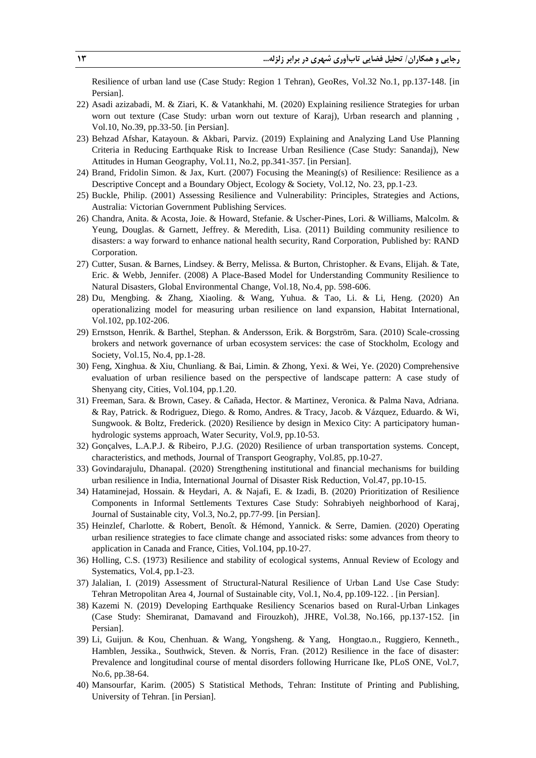Resilience of urban land use (Case Study: Region 1 Tehran), GeoRes, Vol.32 No.1, pp.137-148. [in Persian].

22) Asadi azizabadi, M. & Ziari, K. & Vatankhahi, M. (2020) Explaining resilience Strategies for urban worn out texture (Case Study: urban worn out texture of Karaj), Urban research and planning , Vol.10, No.39, pp.33-50. [in Persian].
23) Behzad Afshar, Katayoun. & Akbari, Parviz. (2019) Explaining and Analyzing Land Use Planning Criteria in Reducing Earthquake Risk to Increase Urban Resilience (Case Study: Sanandaj), New Attitudes in Human Geography, Vol.11, No.2, pp.341-357. [in Persian].
24) Brand, Fridolin Simon. & Jax, Kurt. (2007) Focusing the Meaning(s) of Resilience: Resilience as a Descriptive Concept and a Boundary Object, Ecology & Society, Vol.12, No. 23, pp.1-23.
25) Buckle, Philip. (2001) Assessing Resilience and Vulnerability: Principles, Strategies and Actions, Australia: Victorian Government Publishing Services.
26) Chandra, Anita. & Acosta, Joie. & Howard, Stefanie. & Uscher-Pines, Lori. & Williams, Malcolm. & Yeung, Douglas. & Garnett, Jeffrey. & Meredith, Lisa. (2011) Building community resilience to disasters: a way forward to enhance national health security, Rand Corporation, Published by: RAND Corporation.
27) Cutter, Susan. & Barnes, Lindsey. & Berry, Melissa. & Burton, Christopher. & Evans, Elijah. & Tate, Eric. & Webb, Jennifer. (2008) A Place-Based Model for Understanding Community Resilience to Natural Disasters, Global Environmental Change, Vol.18, No.4, pp. 598-606.
28) Du, Mengbing. & Zhang, Xiaoling. & Wang, Yuhua. & Tao, Li. & Li, Heng. (2020) An operationalizing model for measuring urban resilience on land expansion, Habitat International, Vol.102, pp.102-206.
29) Ernstson, Henrik. & Barthel, Stephan. & Andersson, Erik. & Borgström, Sara. (2010) Scale-crossing brokers and network governance of urban ecosystem services: the case of Stockholm, Ecology and Society, Vol.15, No.4, pp.1-28.
30) Feng, Xinghua. & Xiu, Chunliang. & Bai, Limin. & Zhong, Yexi. & Wei, Ye. (2020) Comprehensive evaluation of urban resilience based on the perspective of landscape pattern: A case study of Shenyang city, Cities, Vol.104, pp.1.20.
31) Freeman, Sara. & Brown, Casey. & Cañada, Hector. & Martinez, Veronica. & Palma Nava, Adriana. & Ray, Patrick. & Rodriguez, Diego. & Romo, Andres. & Tracy, Jacob. & Vázquez, Eduardo. & Wi, Sungwook. & Boltz, Frederick. (2020) Resilience by design in Mexico City: A participatory human-hydrologic systems approach, Water Security, Vol.9, pp.10-53.
32) Gonçalves, L.A.P.J. & Ribeiro, P.J.G. (2020) Resilience of urban transportation systems. Concept, characteristics, and methods, Journal of Transport Geography, Vol.85, pp.10-27.
33) Govindarajulu, Dhanapal. (2020) Strengthening institutional and financial mechanisms for building urban resilience in India, International Journal of Disaster Risk Reduction, Vol.47, pp.10-15.
34) Hataminejad, Hossain. & Heydari, A. & Najafi, E. & Izadi, B. (2020) Prioritization of Resilience Components in Informal Settlements Textures Case Study: Sohrabiyeh neighborhood of Karaj, Journal of Sustainable city, Vol.3, No.2, pp.77-99. [in Persian].
35) Heinzlef, Charlotte. & Robert, Benoît. & Hémond, Yannick. & Serre, Damien. (2020) Operating urban resilience strategies to face climate change and associated risks: some advances from theory to application in Canada and France, Cities, Vol.104, pp.10-27.
36) Holling, C.S. (1973) Resilience and stability of ecological systems, Annual Review of Ecology and Systematics, Vol.4, pp.1-23.
37) Jalalian, I. (2019) Assessment of Structural-Natural Resilience of Urban Land Use Case Study: Tehran Metropolitan Area 4, Journal of Sustainable city, Vol.1, No.4, pp.109-122. . [in Persian].
38) Kazemi N. (2019) Developing Earthquake Resiliency Scenarios based on Rural-Urban Linkages (Case Study: Shemiranat, Damavand and Firouzkoh), JHRE, Vol.38, No.166, pp.137-152. [in Persian].
39) Li, Guijun. & Kou, Chenhuan. & Wang, Yongsheng. & Yang, Hongtao.n., Ruggiero, Kenneth., Hamblen, Jessika., Southwick, Steven. & Norris, Fran. (2012) Resilience in the face of disaster: Prevalence and longitudinal course of mental disorders following Hurricane Ike, PLoS ONE, Vol.7, No.6, pp.38-64.
40) Mansourfar, Karim. (2005) S Statistical Methods, Tehran: Institute of Printing and Publishing, University of Tehran. [in Persian].